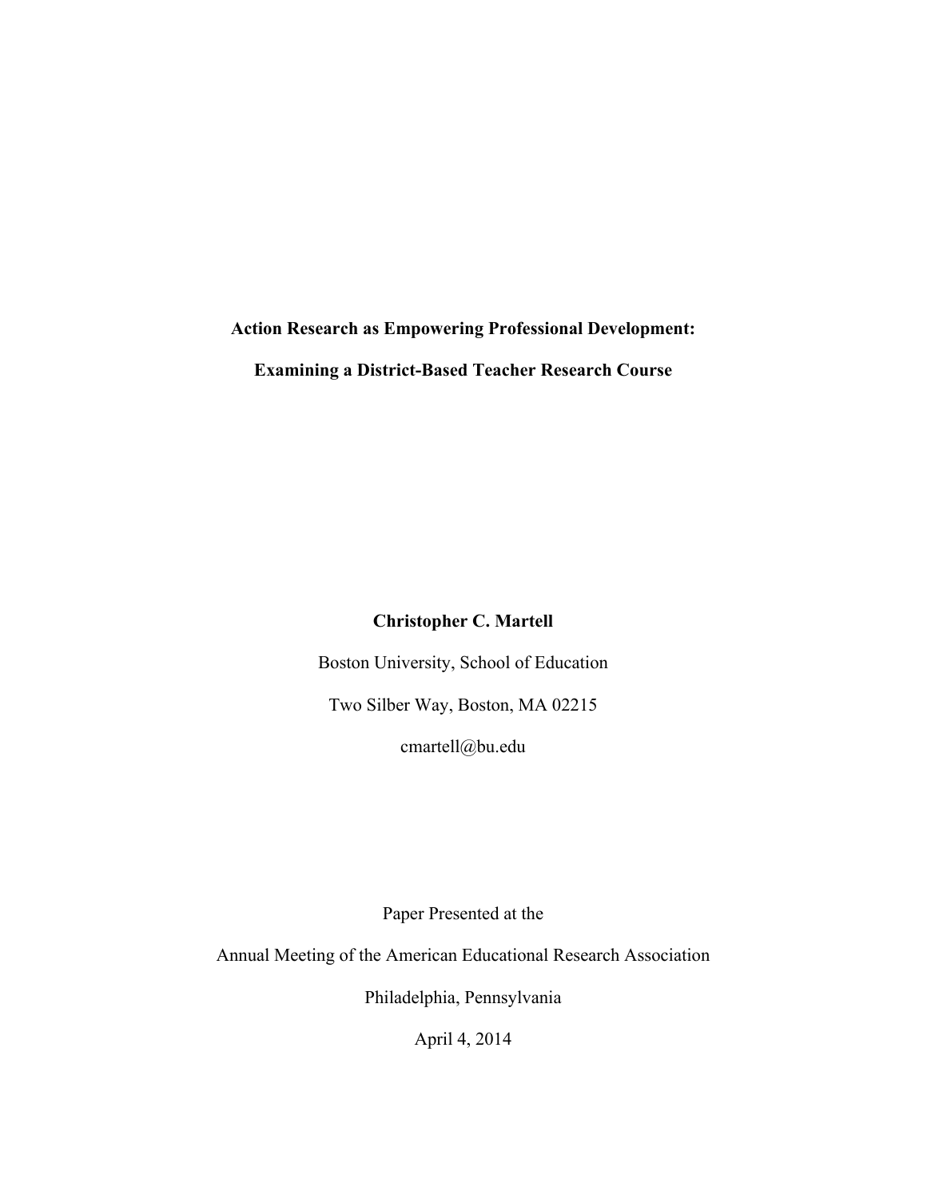# Action Research as Empowering Professional Development:

# Examining a District-Based Teacher Research Course

**Christopher C. Martell**

Boston University, School of Education

Two Silber Way, Boston, MA 02215

cmartell@bu.edu

Paper Presented at the

Annual Meeting of the American Educational Research Association

Philadelphia, Pennsylvania

April 4, 2014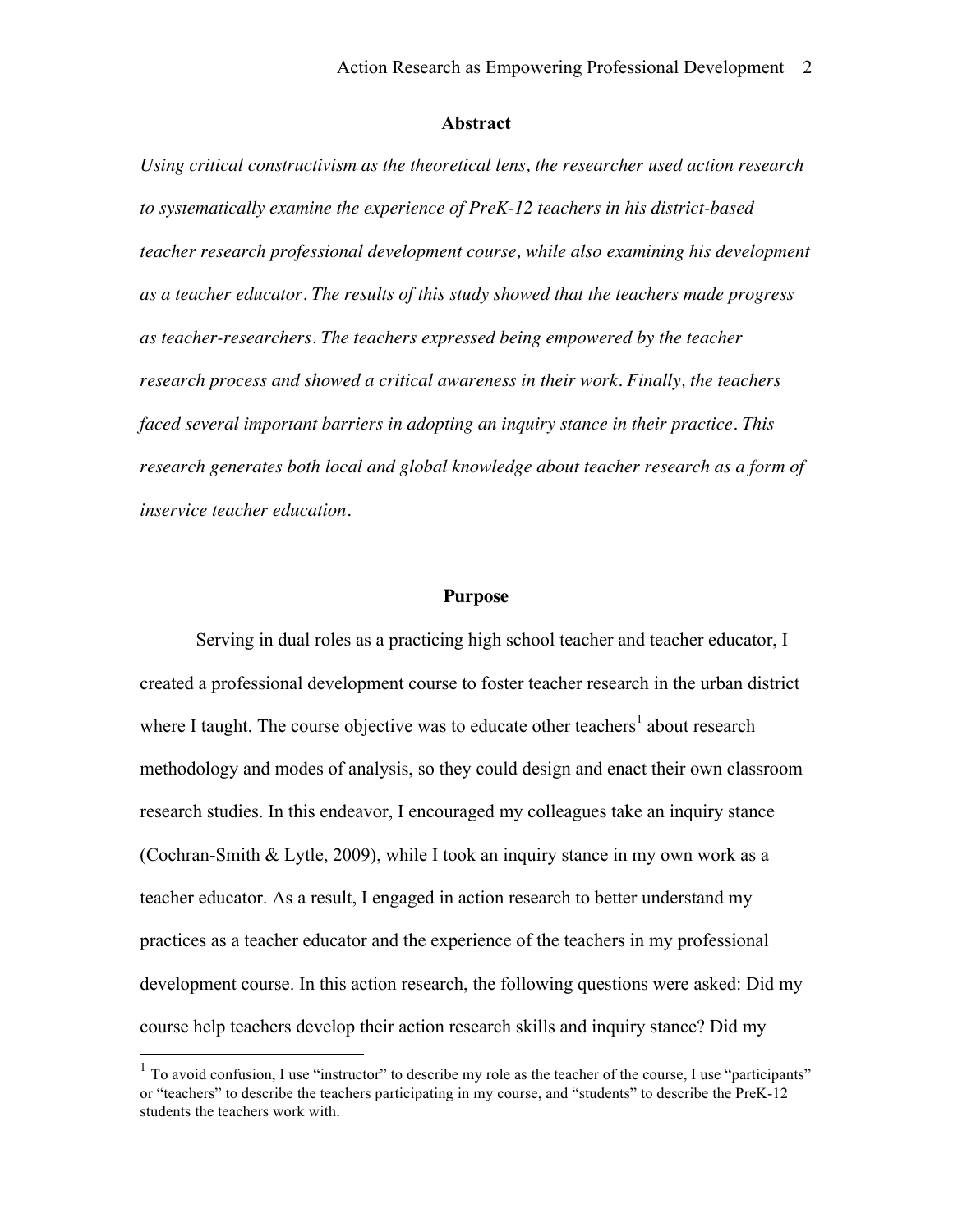## Abstract

*Using critical constructivism as the theoretical lens, the researcher used action research to systematically examine the experience of PreK-12 teachers in his district-based teacher research professional development course, while also examining his development as a teacher educator. The results of this study showed that the teachers made progress as teacher-researchers. The teachers expressed being empowered by the teacher research process and showed a critical awareness in their work. Finally, the teachers faced several important barriers in adopting an inquiry stance in their practice. This research generates both local and global knowledge about teacher research as a form of inservice teacher education.*

## Purpose

Serving in dual roles as a practicing high school teacher and teacher educator, I created a professional development course to foster teacher research in the urban district where I taught. The course objective was to educate other teachers[1] about research methodology and modes of analysis, so they could design and enact their own classroom research studies. In this endeavor, I encouraged my colleagues take an inquiry stance (Cochran-Smith & Lytle, 2009), while I took an inquiry stance in my own work as a teacher educator. As a result, I engaged in action research to better understand my practices as a teacher educator and the experience of the teachers in my professional development course. In this action research, the following questions were asked: Did my course help teachers develop their action research skills and inquiry stance? Did my

[1] To avoid confusion, I use "instructor" to describe my role as the teacher of the course, I use "participants" or "teachers" to describe the teachers participating in my course, and "students" to describe the PreK-12 students the teachers work with.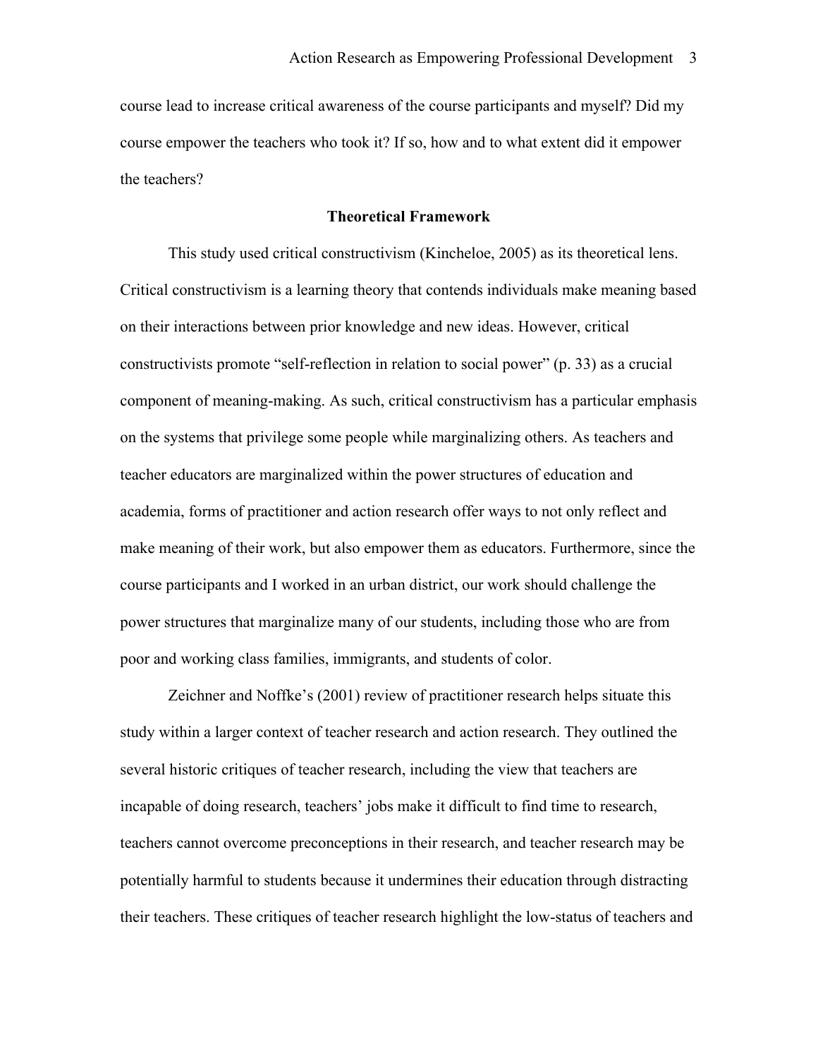course lead to increase critical awareness of the course participants and myself? Did my course empower the teachers who took it? If so, how and to what extent did it empower the teachers?

## Theoretical Framework

This study used critical constructivism (Kincheloe, 2005) as its theoretical lens. Critical constructivism is a learning theory that contends individuals make meaning based on their interactions between prior knowledge and new ideas. However, critical constructivists promote "self-reflection in relation to social power" (p. 33) as a crucial component of meaning-making. As such, critical constructivism has a particular emphasis on the systems that privilege some people while marginalizing others. As teachers and teacher educators are marginalized within the power structures of education and academia, forms of practitioner and action research offer ways to not only reflect and make meaning of their work, but also empower them as educators. Furthermore, since the course participants and I worked in an urban district, our work should challenge the power structures that marginalize many of our students, including those who are from poor and working class families, immigrants, and students of color.

Zeichner and Noffke's (2001) review of practitioner research helps situate this study within a larger context of teacher research and action research. They outlined the several historic critiques of teacher research, including the view that teachers are incapable of doing research, teachers' jobs make it difficult to find time to research, teachers cannot overcome preconceptions in their research, and teacher research may be potentially harmful to students because it undermines their education through distracting their teachers. These critiques of teacher research highlight the low-status of teachers and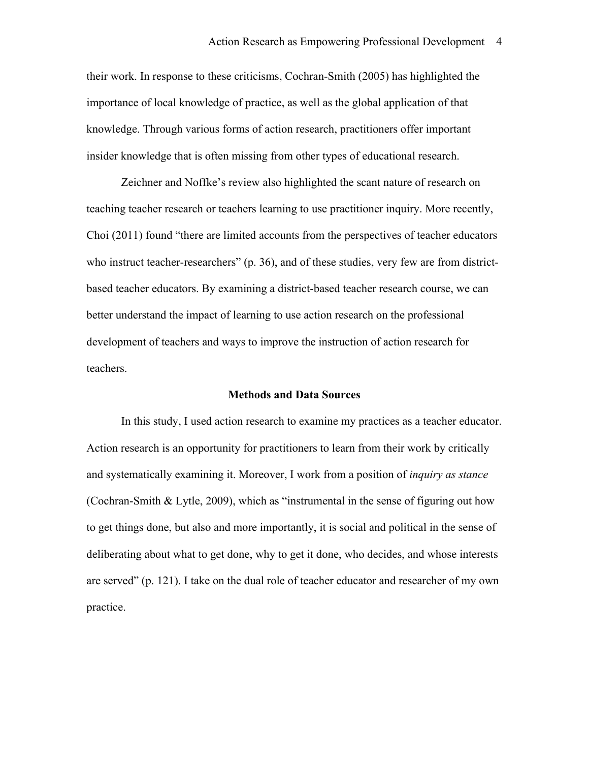their work. In response to these criticisms, Cochran-Smith (2005) has highlighted the importance of local knowledge of practice, as well as the global application of that knowledge. Through various forms of action research, practitioners offer important insider knowledge that is often missing from other types of educational research.

Zeichner and Noffke's review also highlighted the scant nature of research on teaching teacher research or teachers learning to use practitioner inquiry. More recently, Choi (2011) found "there are limited accounts from the perspectives of teacher educators who instruct teacher-researchers" (p. 36), and of these studies, very few are from district-based teacher educators. By examining a district-based teacher research course, we can better understand the impact of learning to use action research on the professional development of teachers and ways to improve the instruction of action research for teachers.

## Methods and Data Sources

In this study, I used action research to examine my practices as a teacher educator. Action research is an opportunity for practitioners to learn from their work by critically and systematically examining it. Moreover, I work from a position of *inquiry as stance* (Cochran-Smith & Lytle, 2009), which as "instrumental in the sense of figuring out how to get things done, but also and more importantly, it is social and political in the sense of deliberating about what to get done, why to get it done, who decides, and whose interests are served" (p. 121). I take on the dual role of teacher educator and researcher of my own practice.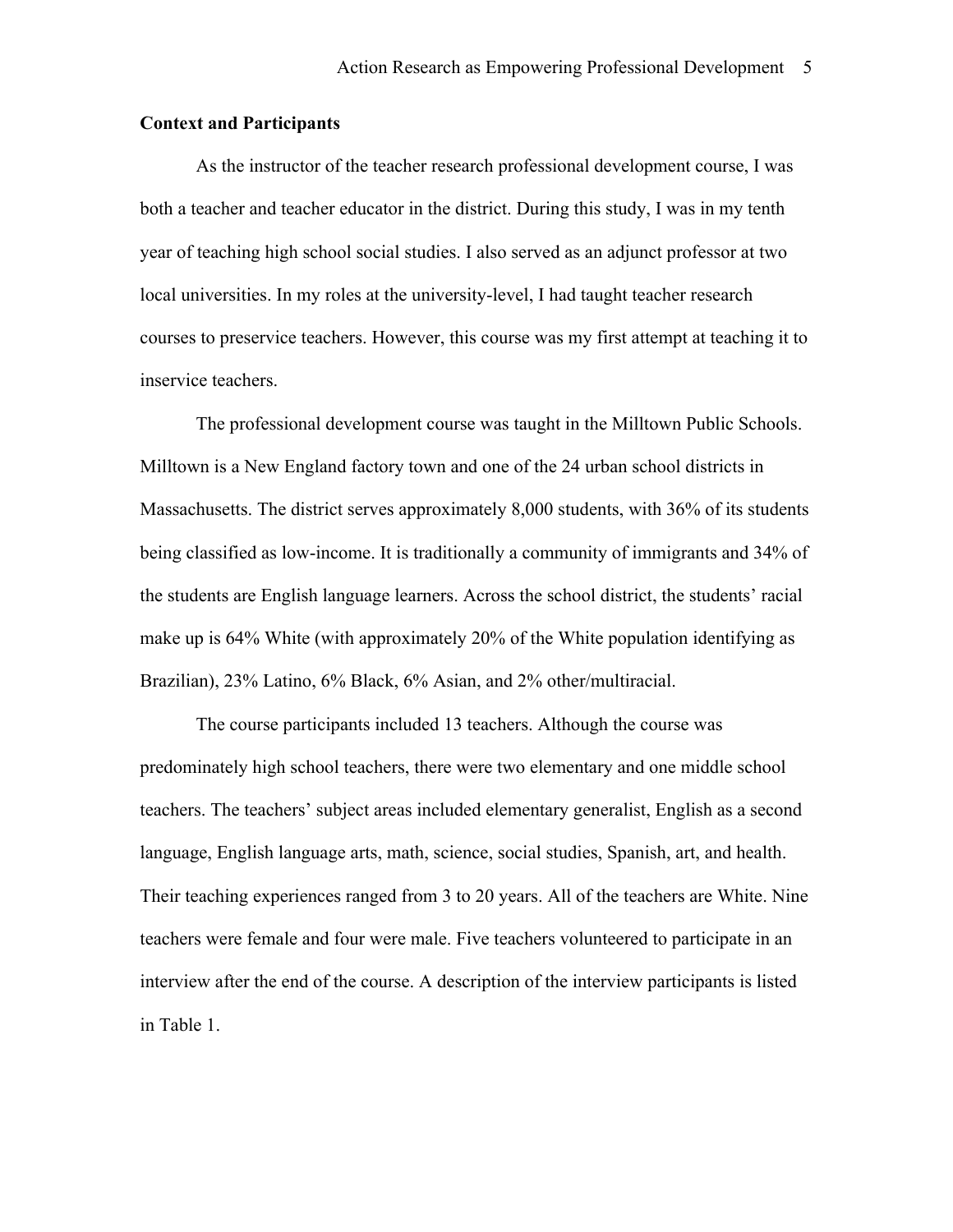## Context and Participants

As the instructor of the teacher research professional development course, I was both a teacher and teacher educator in the district. During this study, I was in my tenth year of teaching high school social studies. I also served as an adjunct professor at two local universities. In my roles at the university-level, I had taught teacher research courses to preservice teachers. However, this course was my first attempt at teaching it to inservice teachers.

The professional development course was taught in the Milltown Public Schools. Milltown is a New England factory town and one of the 24 urban school districts in Massachusetts. The district serves approximately 8,000 students, with 36% of its students being classified as low-income. It is traditionally a community of immigrants and 34% of the students are English language learners. Across the school district, the students' racial make up is 64% White (with approximately 20% of the White population identifying as Brazilian), 23% Latino, 6% Black, 6% Asian, and 2% other/multiracial.

The course participants included 13 teachers. Although the course was predominately high school teachers, there were two elementary and one middle school teachers. The teachers' subject areas included elementary generalist, English as a second language, English language arts, math, science, social studies, Spanish, art, and health. Their teaching experiences ranged from 3 to 20 years. All of the teachers are White. Nine teachers were female and four were male. Five teachers volunteered to participate in an interview after the end of the course. A description of the interview participants is listed in Table 1.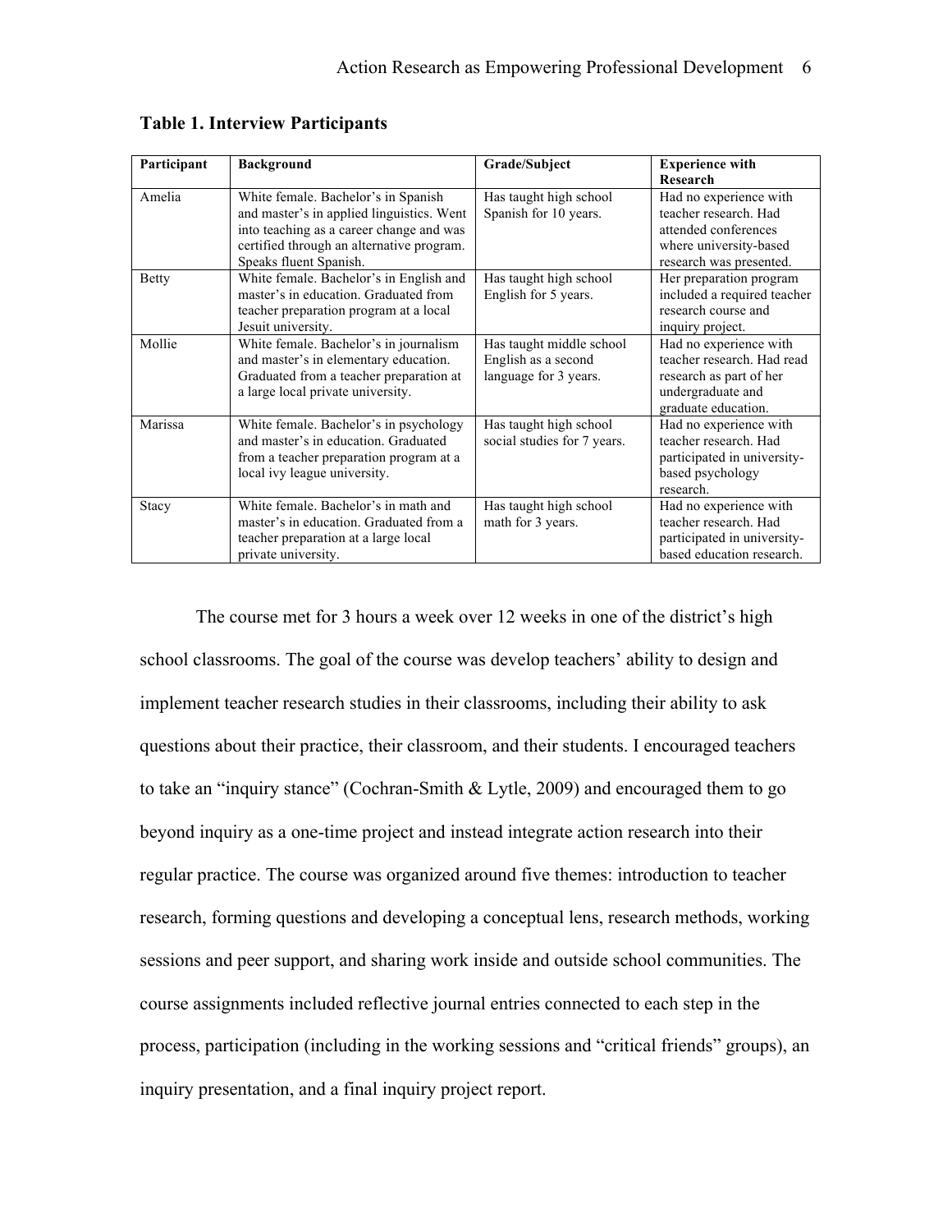**Table 1. Interview Participants**

| Participant | Background | Grade/Subject | Experience with Research |
|---|---|---|---|
| Amelia | White female. Bachelor's in Spanish and master's in applied linguistics. Went into teaching as a career change and was certified through an alternative program. Speaks fluent Spanish. | Has taught high school Spanish for 10 years. | Had no experience with teacher research. Had attended conferences where university-based research was presented. |
| Betty | White female. Bachelor's in English and master's in education. Graduated from teacher preparation program at a local Jesuit university. | Has taught high school English for 5 years. | Her preparation program included a required teacher research course and inquiry project. |
| Mollie | White female. Bachelor's in journalism and master's in elementary education. Graduated from a teacher preparation at a large local private university. | Has taught middle school English as a second language for 3 years. | Had no experience with teacher research. Had read research as part of her undergraduate and graduate education. |
| Marissa | White female. Bachelor's in psychology and master's in education. Graduated from a teacher preparation program at a local ivy league university. | Has taught high school social studies for 7 years. | Had no experience with teacher research. Had participated in university-based psychology research. |
| Stacy | White female. Bachelor's in math and master's in education. Graduated from a teacher preparation at a large local private university. | Has taught high school math for 3 years. | Had no experience with teacher research. Had participated in university-based education research. |

The course met for 3 hours a week over 12 weeks in one of the district's high school classrooms. The goal of the course was develop teachers' ability to design and implement teacher research studies in their classrooms, including their ability to ask questions about their practice, their classroom, and their students. I encouraged teachers to take an "inquiry stance" (Cochran-Smith & Lytle, 2009) and encouraged them to go beyond inquiry as a one-time project and instead integrate action research into their regular practice. The course was organized around five themes: introduction to teacher research, forming questions and developing a conceptual lens, research methods, working sessions and peer support, and sharing work inside and outside school communities. The course assignments included reflective journal entries connected to each step in the process, participation (including in the working sessions and "critical friends" groups), an inquiry presentation, and a final inquiry project report.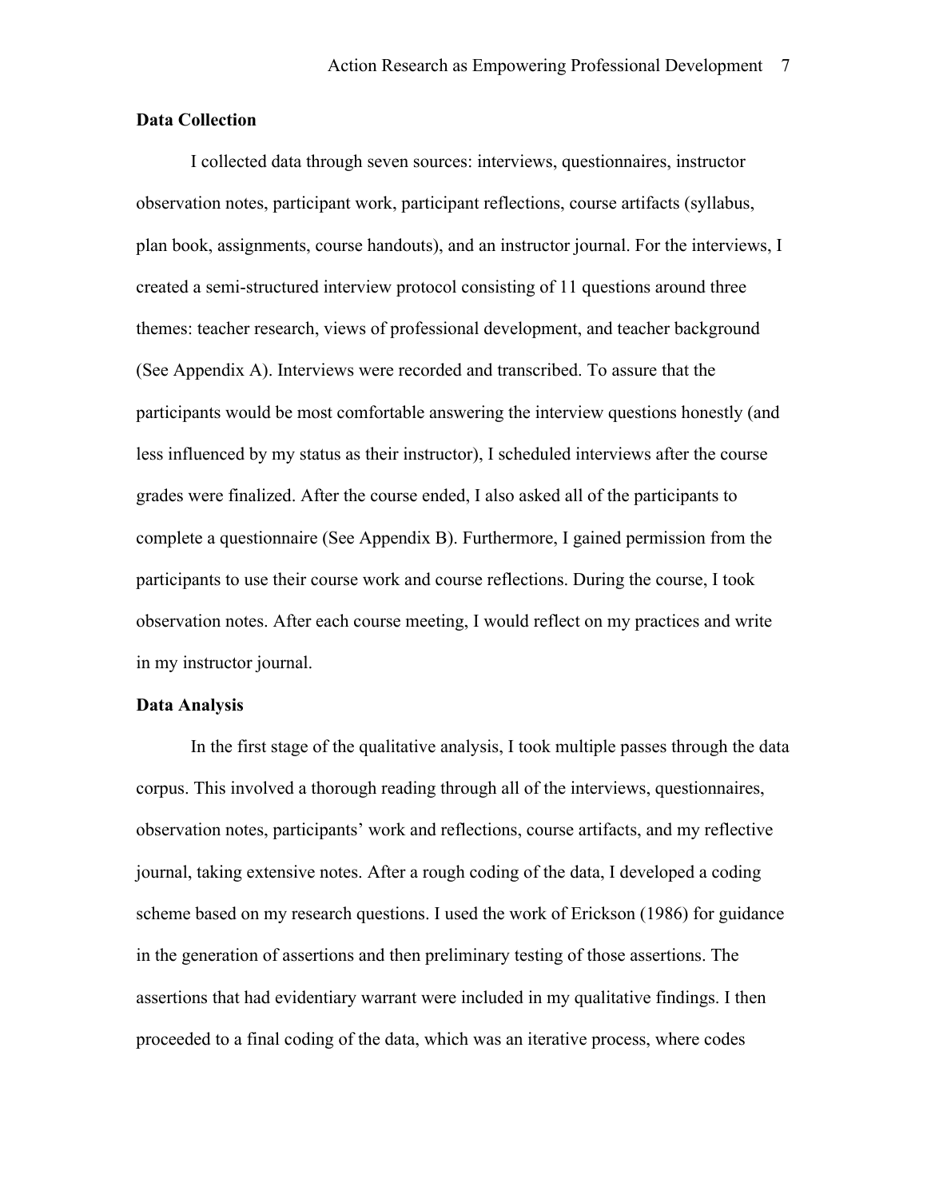**Data Collection**

I collected data through seven sources: interviews, questionnaires, instructor observation notes, participant work, participant reflections, course artifacts (syllabus, plan book, assignments, course handouts), and an instructor journal. For the interviews, I created a semi-structured interview protocol consisting of 11 questions around three themes: teacher research, views of professional development, and teacher background (See Appendix A). Interviews were recorded and transcribed. To assure that the participants would be most comfortable answering the interview questions honestly (and less influenced by my status as their instructor), I scheduled interviews after the course grades were finalized. After the course ended, I also asked all of the participants to complete a questionnaire (See Appendix B). Furthermore, I gained permission from the participants to use their course work and course reflections. During the course, I took observation notes. After each course meeting, I would reflect on my practices and write in my instructor journal.

**Data Analysis**

In the first stage of the qualitative analysis, I took multiple passes through the data corpus. This involved a thorough reading through all of the interviews, questionnaires, observation notes, participants' work and reflections, course artifacts, and my reflective journal, taking extensive notes. After a rough coding of the data, I developed a coding scheme based on my research questions. I used the work of Erickson (1986) for guidance in the generation of assertions and then preliminary testing of those assertions. The assertions that had evidentiary warrant were included in my qualitative findings. I then proceeded to a final coding of the data, which was an iterative process, where codes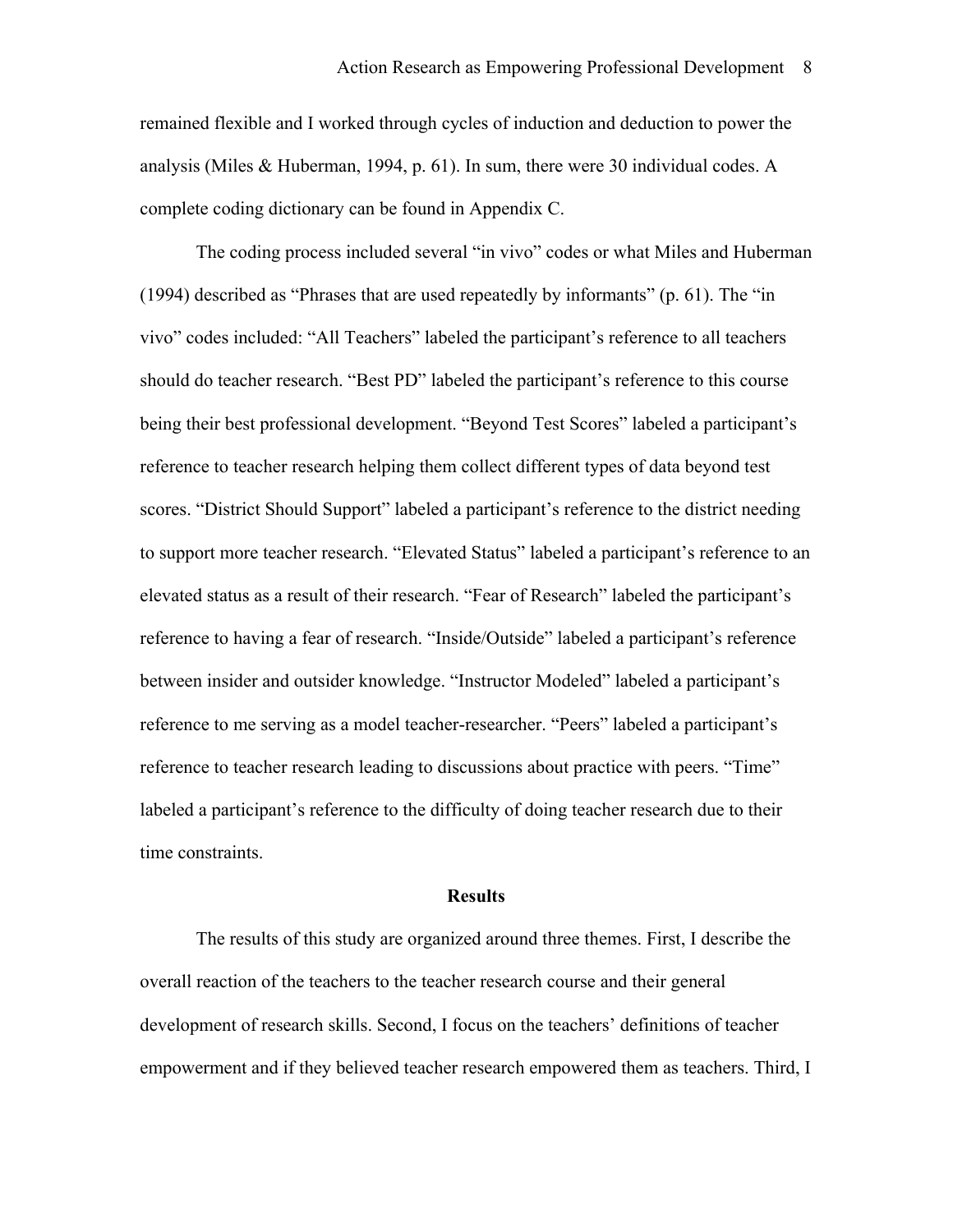remained flexible and I worked through cycles of induction and deduction to power the analysis (Miles & Huberman, 1994, p. 61). In sum, there were 30 individual codes. A complete coding dictionary can be found in Appendix C.

The coding process included several "in vivo" codes or what Miles and Huberman (1994) described as "Phrases that are used repeatedly by informants" (p. 61). The "in vivo" codes included: "All Teachers" labeled the participant's reference to all teachers should do teacher research. "Best PD" labeled the participant's reference to this course being their best professional development. "Beyond Test Scores" labeled a participant's reference to teacher research helping them collect different types of data beyond test scores. "District Should Support" labeled a participant's reference to the district needing to support more teacher research. "Elevated Status" labeled a participant's reference to an elevated status as a result of their research. "Fear of Research" labeled the participant's reference to having a fear of research. "Inside/Outside" labeled a participant's reference between insider and outsider knowledge. "Instructor Modeled" labeled a participant's reference to me serving as a model teacher-researcher. "Peers" labeled a participant's reference to teacher research leading to discussions about practice with peers. "Time" labeled a participant's reference to the difficulty of doing teacher research due to their time constraints.

## Results

The results of this study are organized around three themes. First, I describe the overall reaction of the teachers to the teacher research course and their general development of research skills. Second, I focus on the teachers' definitions of teacher empowerment and if they believed teacher research empowered them as teachers. Third, I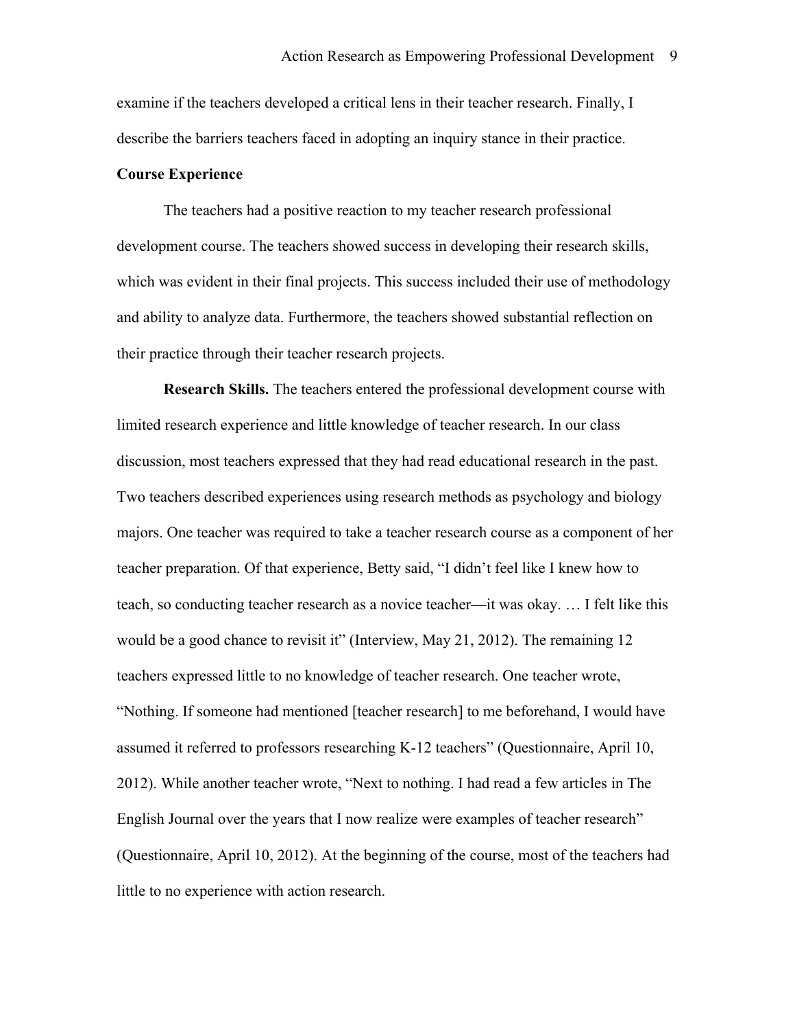examine if the teachers developed a critical lens in their teacher research. Finally, I describe the barriers teachers faced in adopting an inquiry stance in their practice.

## Course Experience

The teachers had a positive reaction to my teacher research professional development course. The teachers showed success in developing their research skills, which was evident in their final projects. This success included their use of methodology and ability to analyze data. Furthermore, the teachers showed substantial reflection on their practice through their teacher research projects.

**Research Skills.** The teachers entered the professional development course with limited research experience and little knowledge of teacher research. In our class discussion, most teachers expressed that they had read educational research in the past. Two teachers described experiences using research methods as psychology and biology majors. One teacher was required to take a teacher research course as a component of her teacher preparation. Of that experience, Betty said, "I didn't feel like I knew how to teach, so conducting teacher research as a novice teacher—it was okay. … I felt like this would be a good chance to revisit it" (Interview, May 21, 2012). The remaining 12 teachers expressed little to no knowledge of teacher research. One teacher wrote, "Nothing. If someone had mentioned [teacher research] to me beforehand, I would have assumed it referred to professors researching K-12 teachers" (Questionnaire, April 10, 2012). While another teacher wrote, "Next to nothing. I had read a few articles in The English Journal over the years that I now realize were examples of teacher research" (Questionnaire, April 10, 2012). At the beginning of the course, most of the teachers had little to no experience with action research.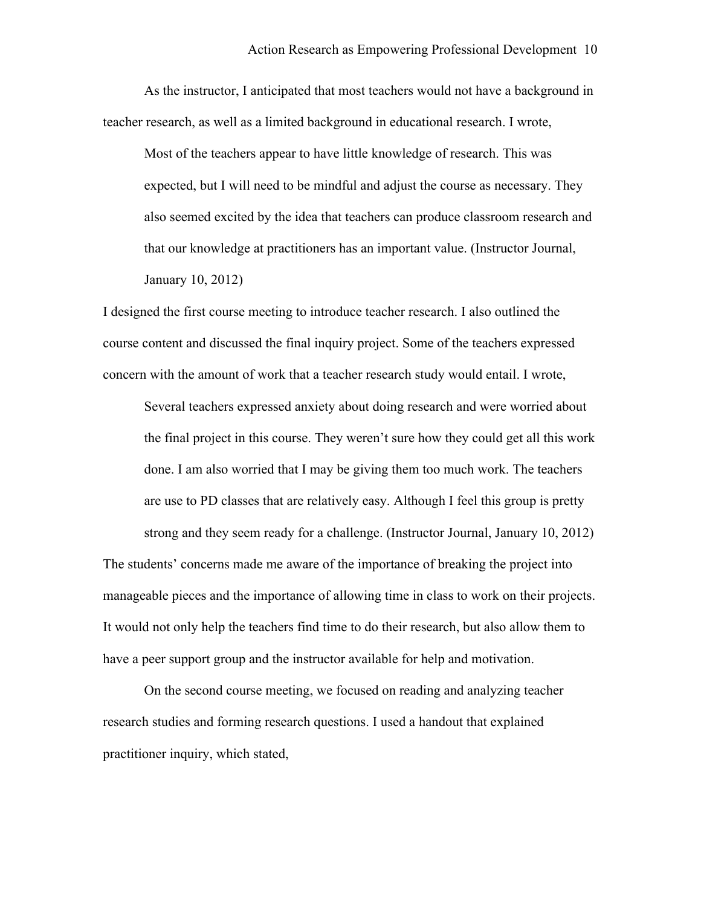As the instructor, I anticipated that most teachers would not have a background in teacher research, as well as a limited background in educational research. I wrote,

> Most of the teachers appear to have little knowledge of research. This was expected, but I will need to be mindful and adjust the course as necessary. They also seemed excited by the idea that teachers can produce classroom research and that our knowledge at practitioners has an important value. (Instructor Journal, January 10, 2012)

I designed the first course meeting to introduce teacher research. I also outlined the course content and discussed the final inquiry project. Some of the teachers expressed concern with the amount of work that a teacher research study would entail. I wrote,

> Several teachers expressed anxiety about doing research and were worried about the final project in this course. They weren't sure how they could get all this work done. I am also worried that I may be giving them too much work. The teachers are use to PD classes that are relatively easy. Although I feel this group is pretty strong and they seem ready for a challenge. (Instructor Journal, January 10, 2012)

The students' concerns made me aware of the importance of breaking the project into manageable pieces and the importance of allowing time in class to work on their projects. It would not only help the teachers find time to do their research, but also allow them to have a peer support group and the instructor available for help and motivation.

On the second course meeting, we focused on reading and analyzing teacher research studies and forming research questions. I used a handout that explained practitioner inquiry, which stated,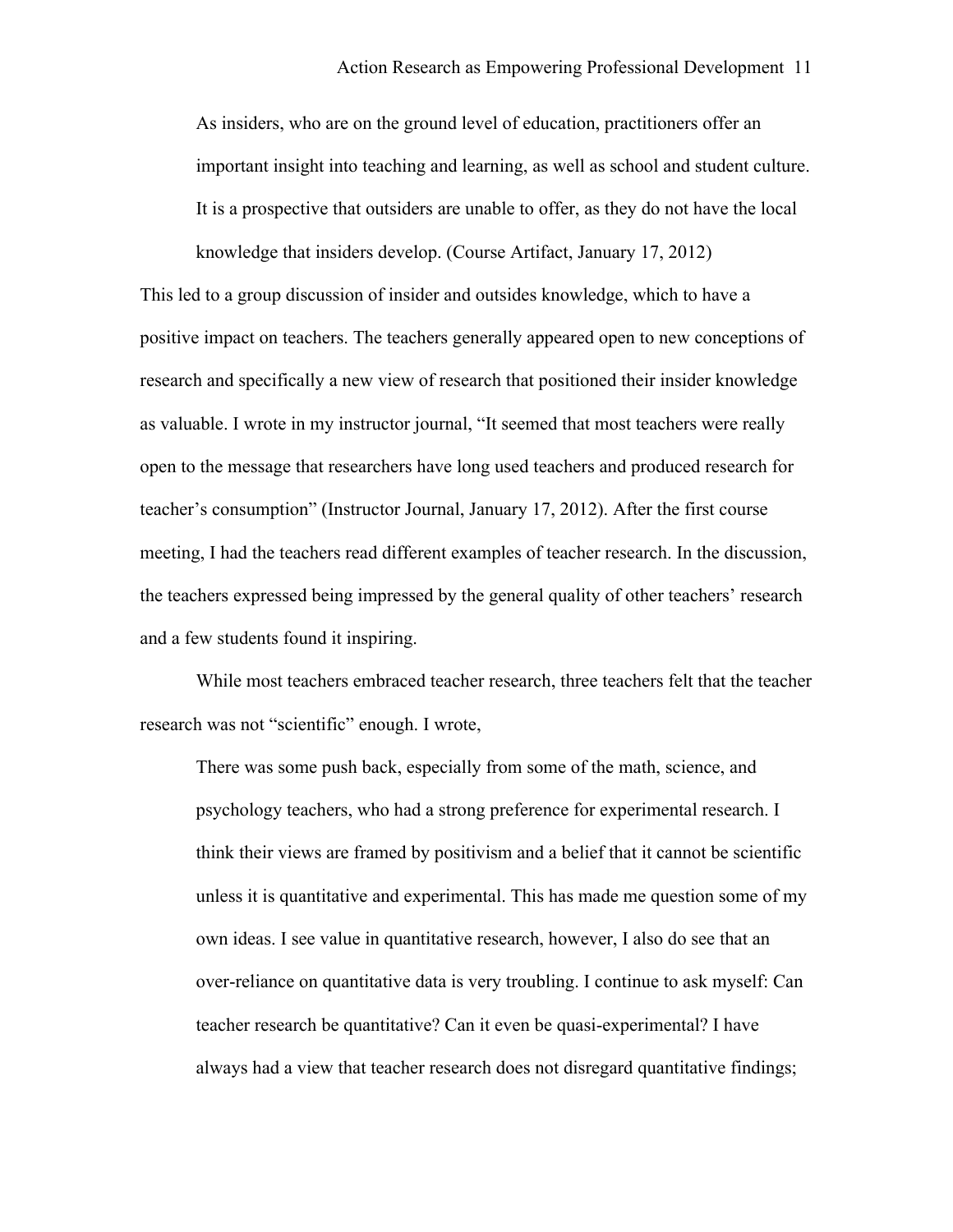> As insiders, who are on the ground level of education, practitioners offer an important insight into teaching and learning, as well as school and student culture. It is a prospective that outsiders are unable to offer, as they do not have the local knowledge that insiders develop. (Course Artifact, January 17, 2012)

This led to a group discussion of insider and outsides knowledge, which to have a positive impact on teachers. The teachers generally appeared open to new conceptions of research and specifically a new view of research that positioned their insider knowledge as valuable. I wrote in my instructor journal, "It seemed that most teachers were really open to the message that researchers have long used teachers and produced research for teacher's consumption" (Instructor Journal, January 17, 2012). After the first course meeting, I had the teachers read different examples of teacher research. In the discussion, the teachers expressed being impressed by the general quality of other teachers' research and a few students found it inspiring.

While most teachers embraced teacher research, three teachers felt that the teacher research was not "scientific" enough. I wrote,

> There was some push back, especially from some of the math, science, and psychology teachers, who had a strong preference for experimental research. I think their views are framed by positivism and a belief that it cannot be scientific unless it is quantitative and experimental. This has made me question some of my own ideas. I see value in quantitative research, however, I also do see that an over-reliance on quantitative data is very troubling. I continue to ask myself: Can teacher research be quantitative? Can it even be quasi-experimental? I have always had a view that teacher research does not disregard quantitative findings;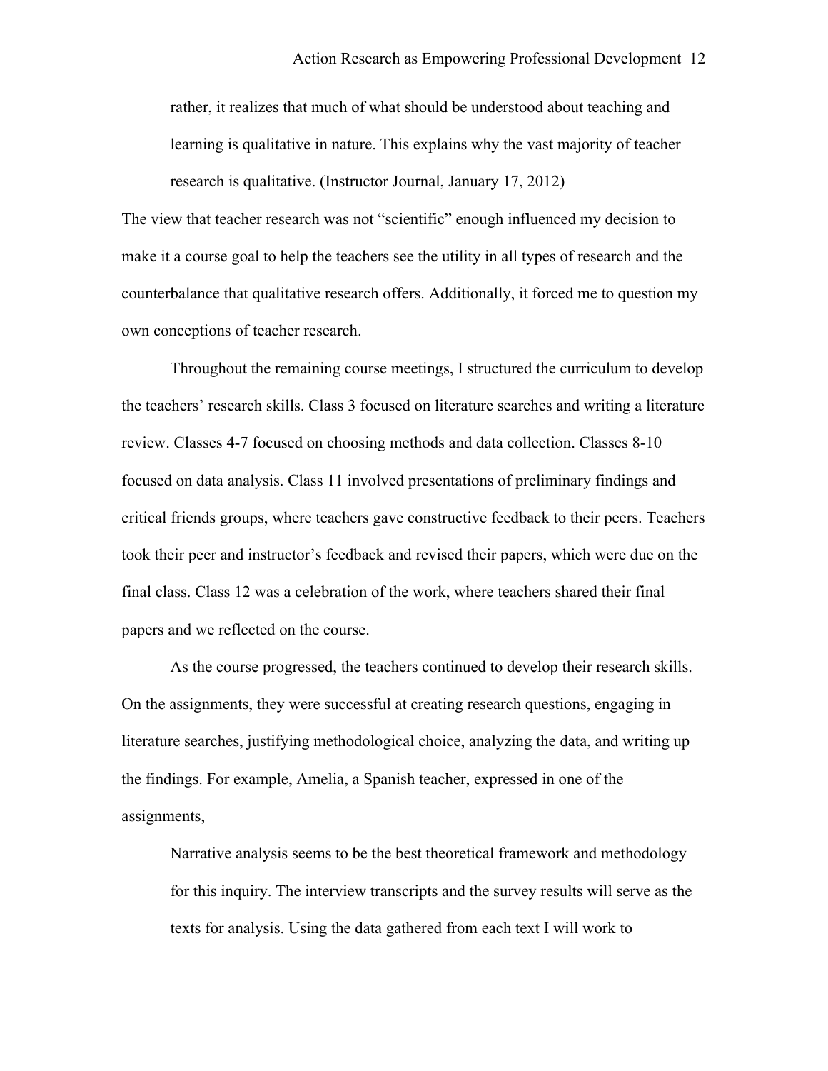> rather, it realizes that much of what should be understood about teaching and learning is qualitative in nature. This explains why the vast majority of teacher research is qualitative. (Instructor Journal, January 17, 2012)

The view that teacher research was not “scientific” enough influenced my decision to make it a course goal to help the teachers see the utility in all types of research and the counterbalance that qualitative research offers. Additionally, it forced me to question my own conceptions of teacher research.

Throughout the remaining course meetings, I structured the curriculum to develop the teachers’ research skills. Class 3 focused on literature searches and writing a literature review. Classes 4-7 focused on choosing methods and data collection. Classes 8-10 focused on data analysis. Class 11 involved presentations of preliminary findings and critical friends groups, where teachers gave constructive feedback to their peers. Teachers took their peer and instructor’s feedback and revised their papers, which were due on the final class. Class 12 was a celebration of the work, where teachers shared their final papers and we reflected on the course.

As the course progressed, the teachers continued to develop their research skills. On the assignments, they were successful at creating research questions, engaging in literature searches, justifying methodological choice, analyzing the data, and writing up the findings. For example, Amelia, a Spanish teacher, expressed in one of the assignments,

> Narrative analysis seems to be the best theoretical framework and methodology for this inquiry. The interview transcripts and the survey results will serve as the texts for analysis. Using the data gathered from each text I will work to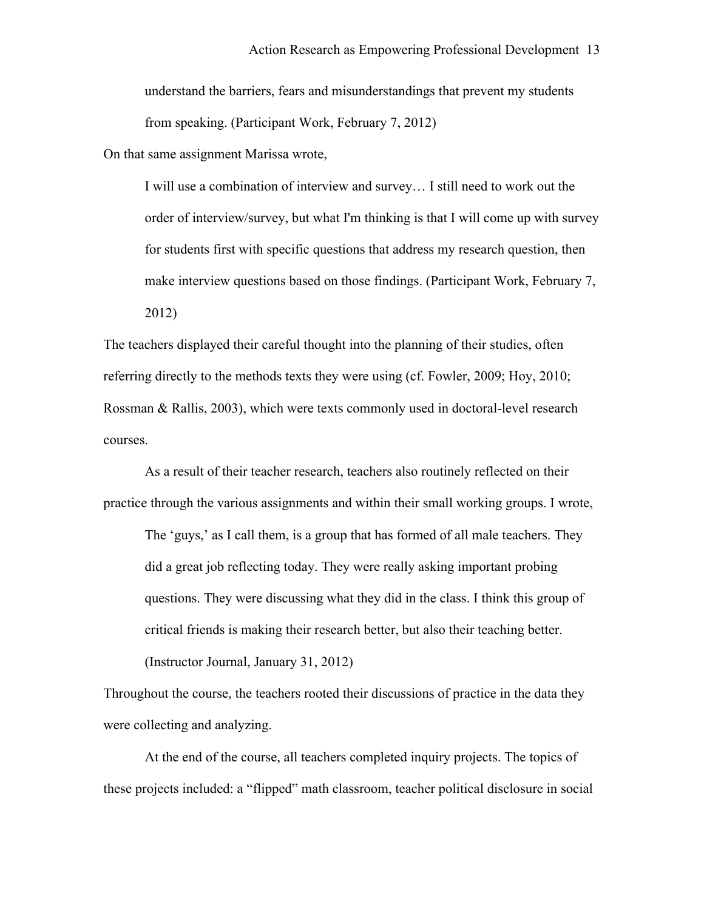> understand the barriers, fears and misunderstandings that prevent my students from speaking. (Participant Work, February 7, 2012)

On that same assignment Marissa wrote,

> I will use a combination of interview and survey… I still need to work out the order of interview/survey, but what I'm thinking is that I will come up with survey for students first with specific questions that address my research question, then make interview questions based on those findings. (Participant Work, February 7, 2012)

The teachers displayed their careful thought into the planning of their studies, often referring directly to the methods texts they were using (cf. Fowler, 2009; Hoy, 2010; Rossman & Rallis, 2003), which were texts commonly used in doctoral-level research courses.

As a result of their teacher research, teachers also routinely reflected on their practice through the various assignments and within their small working groups. I wrote,

> The 'guys,' as I call them, is a group that has formed of all male teachers. They did a great job reflecting today. They were really asking important probing questions. They were discussing what they did in the class. I think this group of critical friends is making their research better, but also their teaching better. (Instructor Journal, January 31, 2012)

Throughout the course, the teachers rooted their discussions of practice in the data they were collecting and analyzing.

At the end of the course, all teachers completed inquiry projects. The topics of these projects included: a "flipped" math classroom, teacher political disclosure in social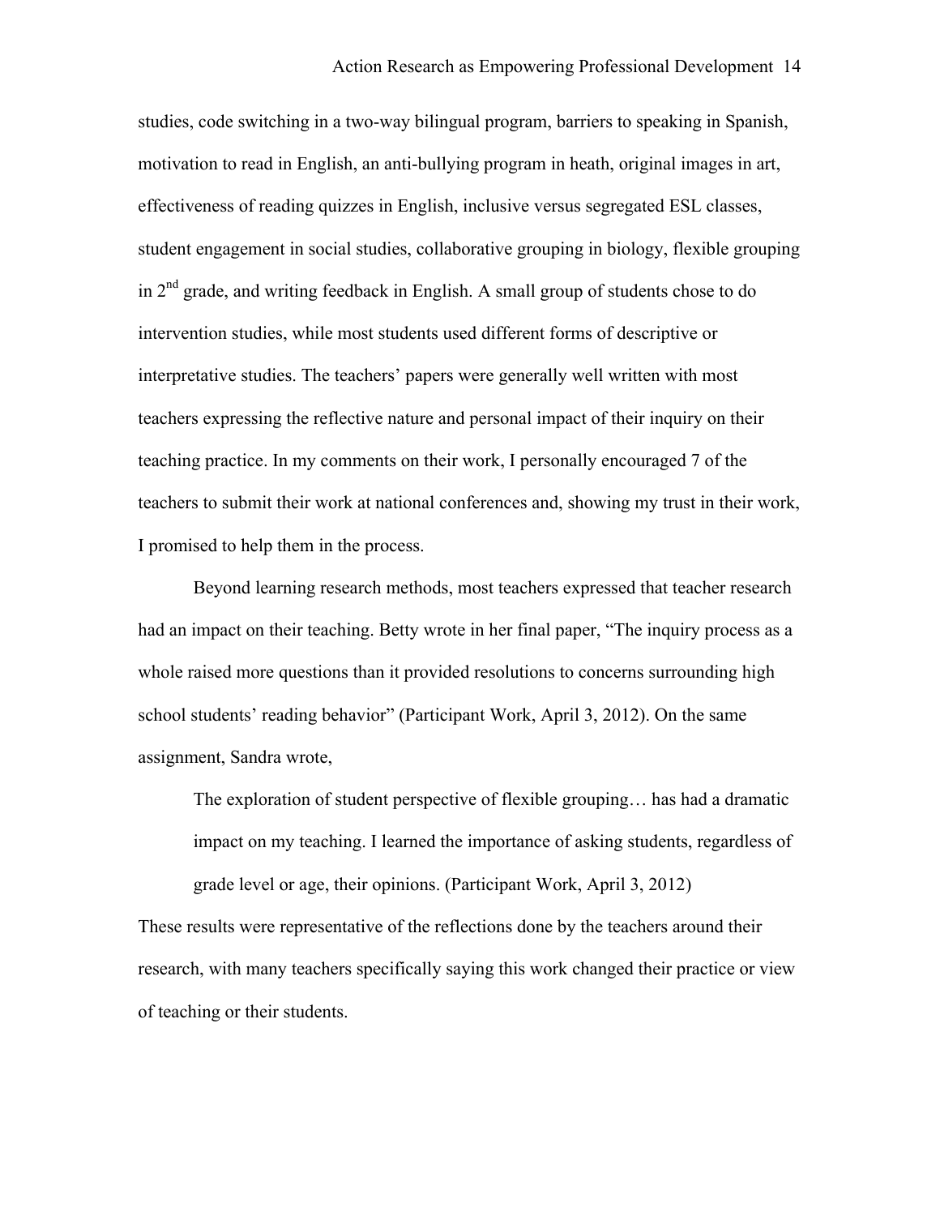studies, code switching in a two-way bilingual program, barriers to speaking in Spanish, motivation to read in English, an anti-bullying program in heath, original images in art, effectiveness of reading quizzes in English, inclusive versus segregated ESL classes, student engagement in social studies, collaborative grouping in biology, flexible grouping in 2nd grade, and writing feedback in English. A small group of students chose to do intervention studies, while most students used different forms of descriptive or interpretative studies. The teachers' papers were generally well written with most teachers expressing the reflective nature and personal impact of their inquiry on their teaching practice. In my comments on their work, I personally encouraged 7 of the teachers to submit their work at national conferences and, showing my trust in their work, I promised to help them in the process.

Beyond learning research methods, most teachers expressed that teacher research had an impact on their teaching. Betty wrote in her final paper, "The inquiry process as a whole raised more questions than it provided resolutions to concerns surrounding high school students' reading behavior" (Participant Work, April 3, 2012). On the same assignment, Sandra wrote,

> The exploration of student perspective of flexible grouping… has had a dramatic impact on my teaching. I learned the importance of asking students, regardless of grade level or age, their opinions. (Participant Work, April 3, 2012)

These results were representative of the reflections done by the teachers around their research, with many teachers specifically saying this work changed their practice or view of teaching or their students.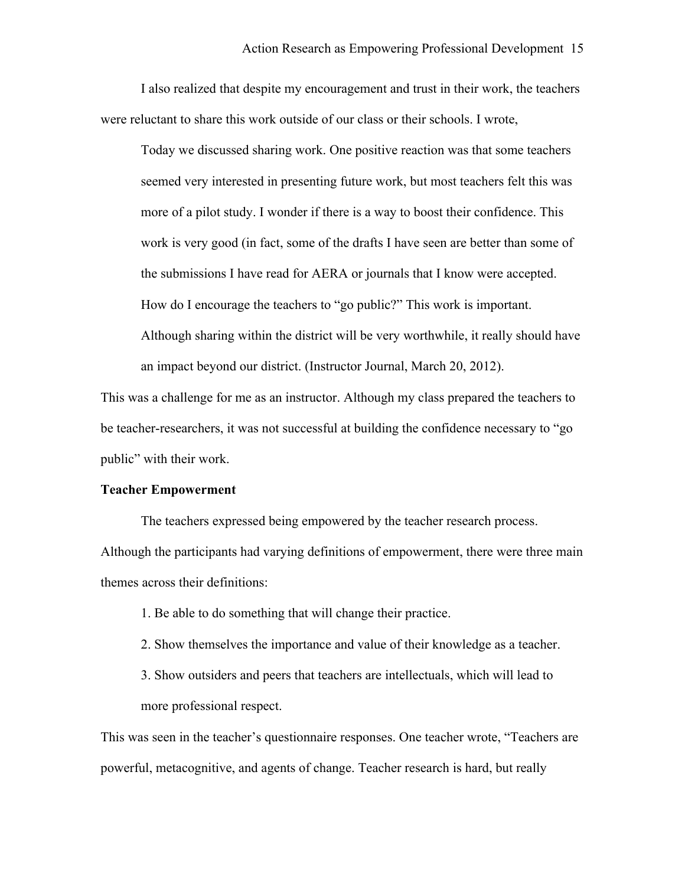I also realized that despite my encouragement and trust in their work, the teachers were reluctant to share this work outside of our class or their schools. I wrote,

> Today we discussed sharing work. One positive reaction was that some teachers seemed very interested in presenting future work, but most teachers felt this was more of a pilot study. I wonder if there is a way to boost their confidence. This work is very good (in fact, some of the drafts I have seen are better than some of the submissions I have read for AERA or journals that I know were accepted. How do I encourage the teachers to "go public?" This work is important. Although sharing within the district will be very worthwhile, it really should have an impact beyond our district. (Instructor Journal, March 20, 2012).

This was a challenge for me as an instructor. Although my class prepared the teachers to be teacher-researchers, it was not successful at building the confidence necessary to "go public" with their work.

**Teacher Empowerment**

The teachers expressed being empowered by the teacher research process. Although the participants had varying definitions of empowerment, there were three main themes across their definitions:

1. Be able to do something that will change their practice.
2. Show themselves the importance and value of their knowledge as a teacher.
3. Show outsiders and peers that teachers are intellectuals, which will lead to more professional respect.

This was seen in the teacher's questionnaire responses. One teacher wrote, "Teachers are powerful, metacognitive, and agents of change. Teacher research is hard, but really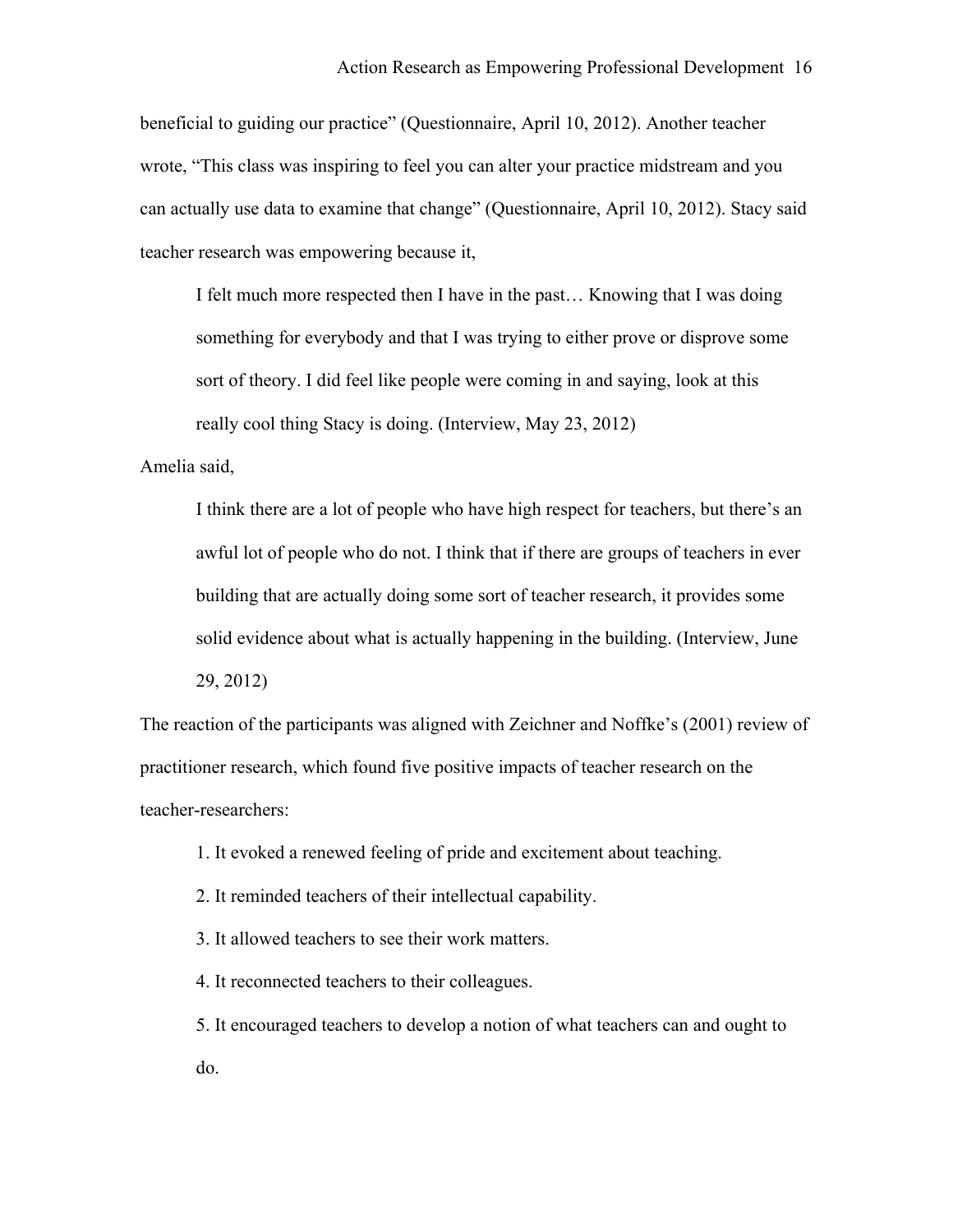beneficial to guiding our practice" (Questionnaire, April 10, 2012). Another teacher wrote, "This class was inspiring to feel you can alter your practice midstream and you can actually use data to examine that change" (Questionnaire, April 10, 2012). Stacy said teacher research was empowering because it,

> I felt much more respected then I have in the past… Knowing that I was doing something for everybody and that I was trying to either prove or disprove some sort of theory. I did feel like people were coming in and saying, look at this really cool thing Stacy is doing. (Interview, May 23, 2012)

Amelia said,

> I think there are a lot of people who have high respect for teachers, but there's an awful lot of people who do not. I think that if there are groups of teachers in ever building that are actually doing some sort of teacher research, it provides some solid evidence about what is actually happening in the building. (Interview, June 29, 2012)

The reaction of the participants was aligned with Zeichner and Noffke's (2001) review of practitioner research, which found five positive impacts of teacher research on the teacher-researchers:

1. It evoked a renewed feeling of pride and excitement about teaching.
2. It reminded teachers of their intellectual capability.
3. It allowed teachers to see their work matters.
4. It reconnected teachers to their colleagues.
5. It encouraged teachers to develop a notion of what teachers can and ought to do.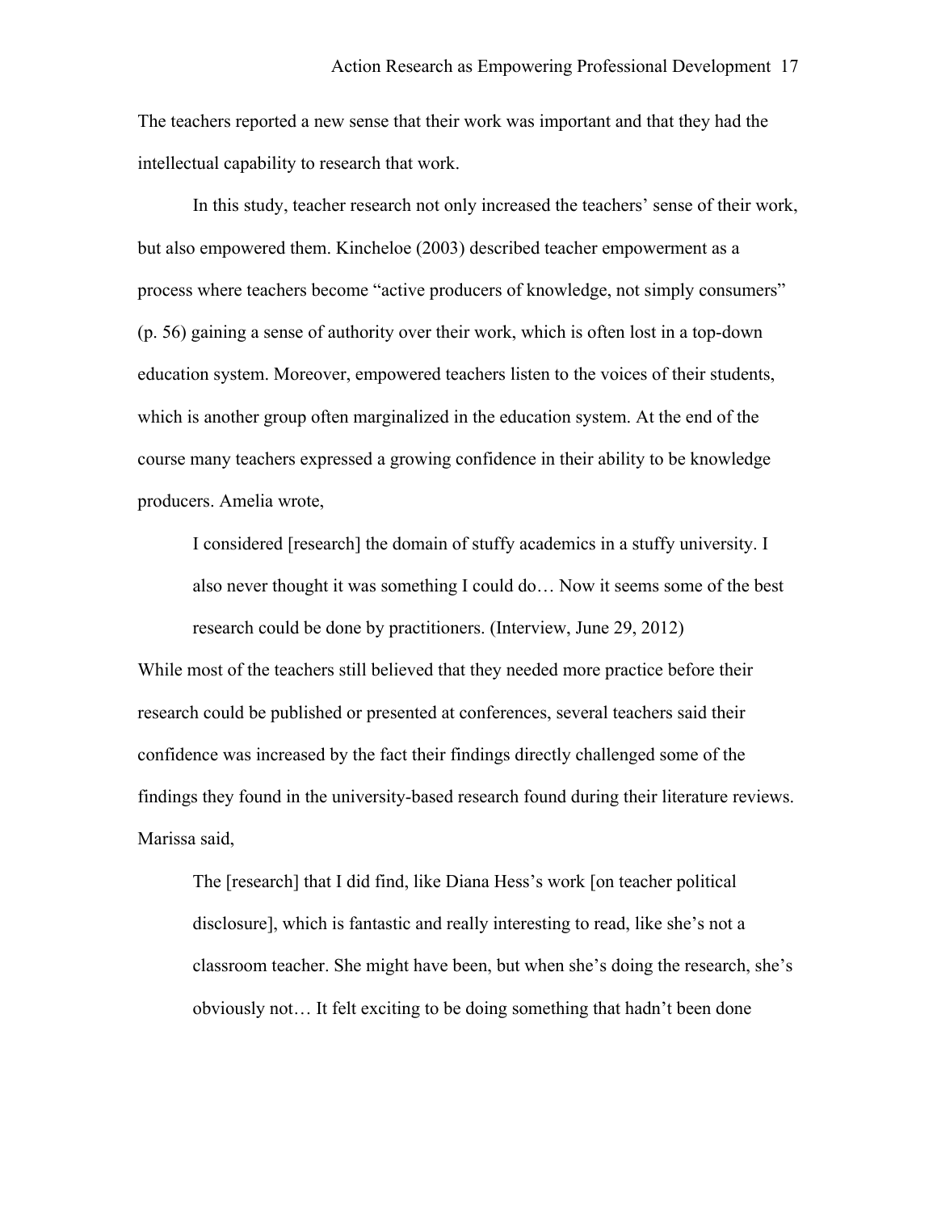The teachers reported a new sense that their work was important and that they had the intellectual capability to research that work.

In this study, teacher research not only increased the teachers' sense of their work, but also empowered them. Kincheloe (2003) described teacher empowerment as a process where teachers become "active producers of knowledge, not simply consumers" (p. 56) gaining a sense of authority over their work, which is often lost in a top-down education system. Moreover, empowered teachers listen to the voices of their students, which is another group often marginalized in the education system. At the end of the course many teachers expressed a growing confidence in their ability to be knowledge producers. Amelia wrote,

> I considered [research] the domain of stuffy academics in a stuffy university. I also never thought it was something I could do… Now it seems some of the best research could be done by practitioners. (Interview, June 29, 2012)

While most of the teachers still believed that they needed more practice before their research could be published or presented at conferences, several teachers said their confidence was increased by the fact their findings directly challenged some of the findings they found in the university-based research found during their literature reviews. Marissa said,

> The [research] that I did find, like Diana Hess's work [on teacher political disclosure], which is fantastic and really interesting to read, like she's not a classroom teacher. She might have been, but when she's doing the research, she's obviously not… It felt exciting to be doing something that hadn't been done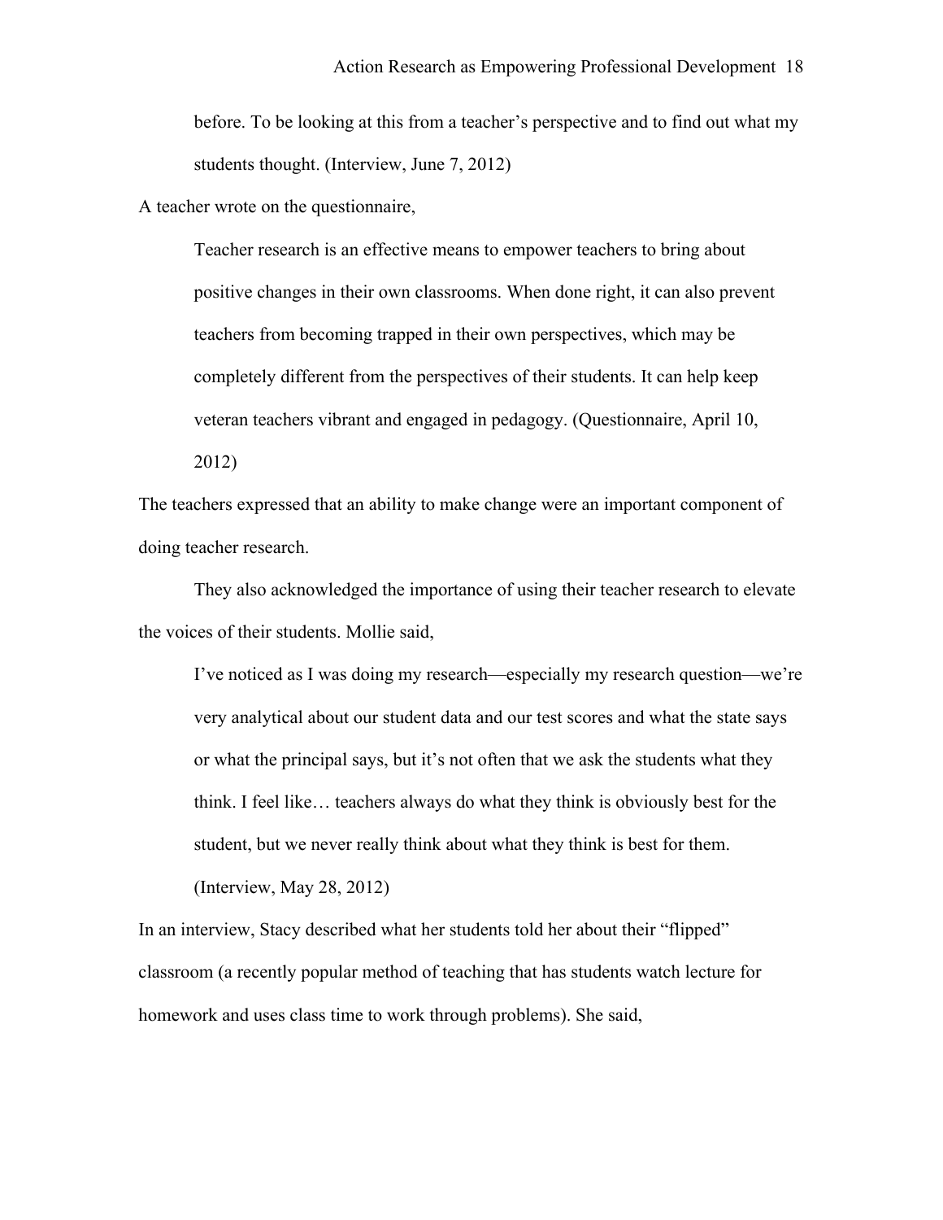> before. To be looking at this from a teacher's perspective and to find out what my students thought. (Interview, June 7, 2012)

A teacher wrote on the questionnaire,

> Teacher research is an effective means to empower teachers to bring about positive changes in their own classrooms. When done right, it can also prevent teachers from becoming trapped in their own perspectives, which may be completely different from the perspectives of their students. It can help keep veteran teachers vibrant and engaged in pedagogy. (Questionnaire, April 10, 2012)

The teachers expressed that an ability to make change were an important component of doing teacher research.

They also acknowledged the importance of using their teacher research to elevate the voices of their students. Mollie said,

> I've noticed as I was doing my research—especially my research question—we're very analytical about our student data and our test scores and what the state says or what the principal says, but it's not often that we ask the students what they think. I feel like… teachers always do what they think is obviously best for the student, but we never really think about what they think is best for them. (Interview, May 28, 2012)

In an interview, Stacy described what her students told her about their "flipped" classroom (a recently popular method of teaching that has students watch lecture for homework and uses class time to work through problems). She said,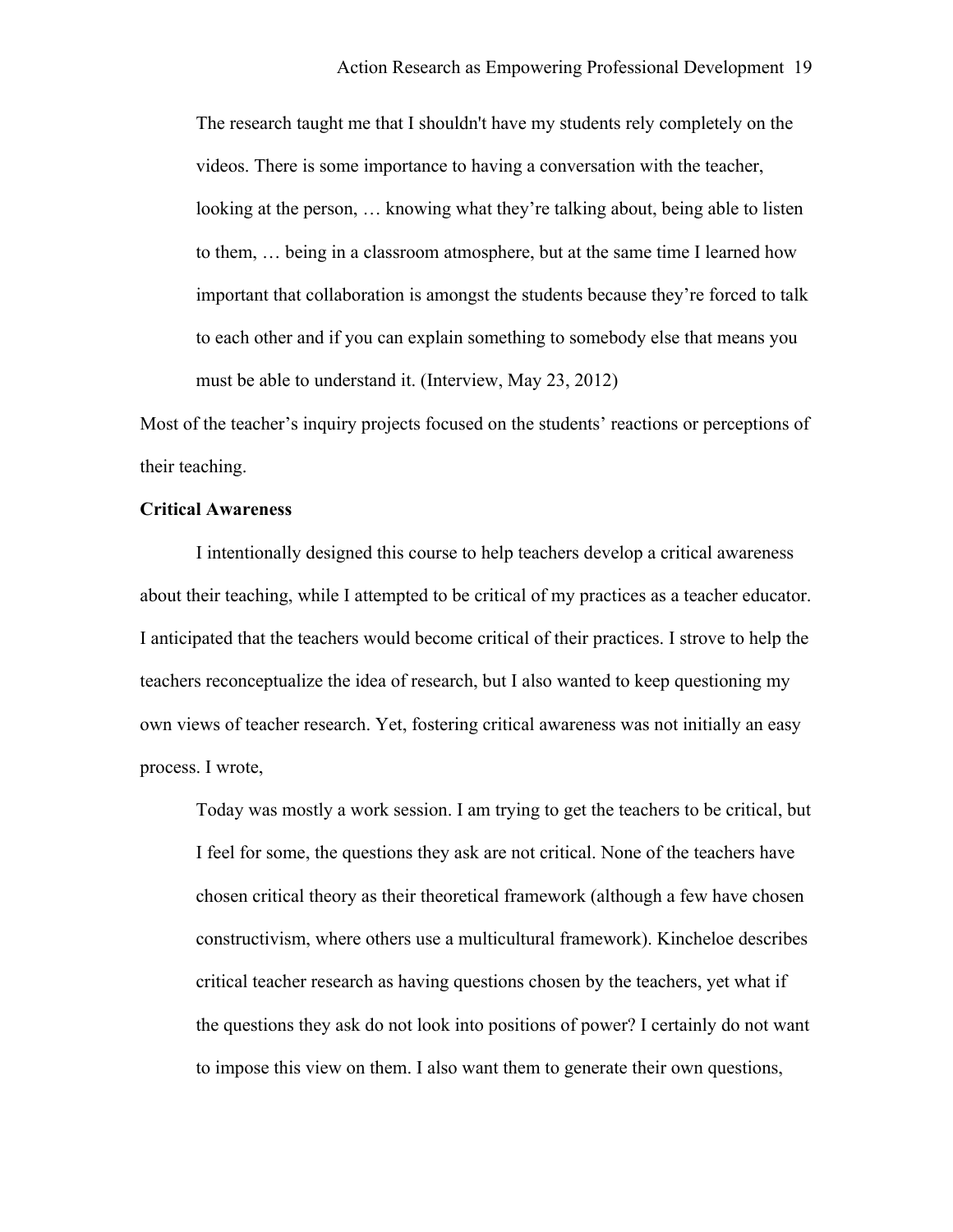> The research taught me that I shouldn't have my students rely completely on the videos. There is some importance to having a conversation with the teacher, looking at the person, … knowing what they're talking about, being able to listen to them, … being in a classroom atmosphere, but at the same time I learned how important that collaboration is amongst the students because they're forced to talk to each other and if you can explain something to somebody else that means you must be able to understand it. (Interview, May 23, 2012)

Most of the teacher's inquiry projects focused on the students' reactions or perceptions of their teaching.

**Critical Awareness**

I intentionally designed this course to help teachers develop a critical awareness about their teaching, while I attempted to be critical of my practices as a teacher educator. I anticipated that the teachers would become critical of their practices. I strove to help the teachers reconceptualize the idea of research, but I also wanted to keep questioning my own views of teacher research. Yet, fostering critical awareness was not initially an easy process. I wrote,

> Today was mostly a work session. I am trying to get the teachers to be critical, but I feel for some, the questions they ask are not critical. None of the teachers have chosen critical theory as their theoretical framework (although a few have chosen constructivism, where others use a multicultural framework). Kincheloe describes critical teacher research as having questions chosen by the teachers, yet what if the questions they ask do not look into positions of power? I certainly do not want to impose this view on them. I also want them to generate their own questions,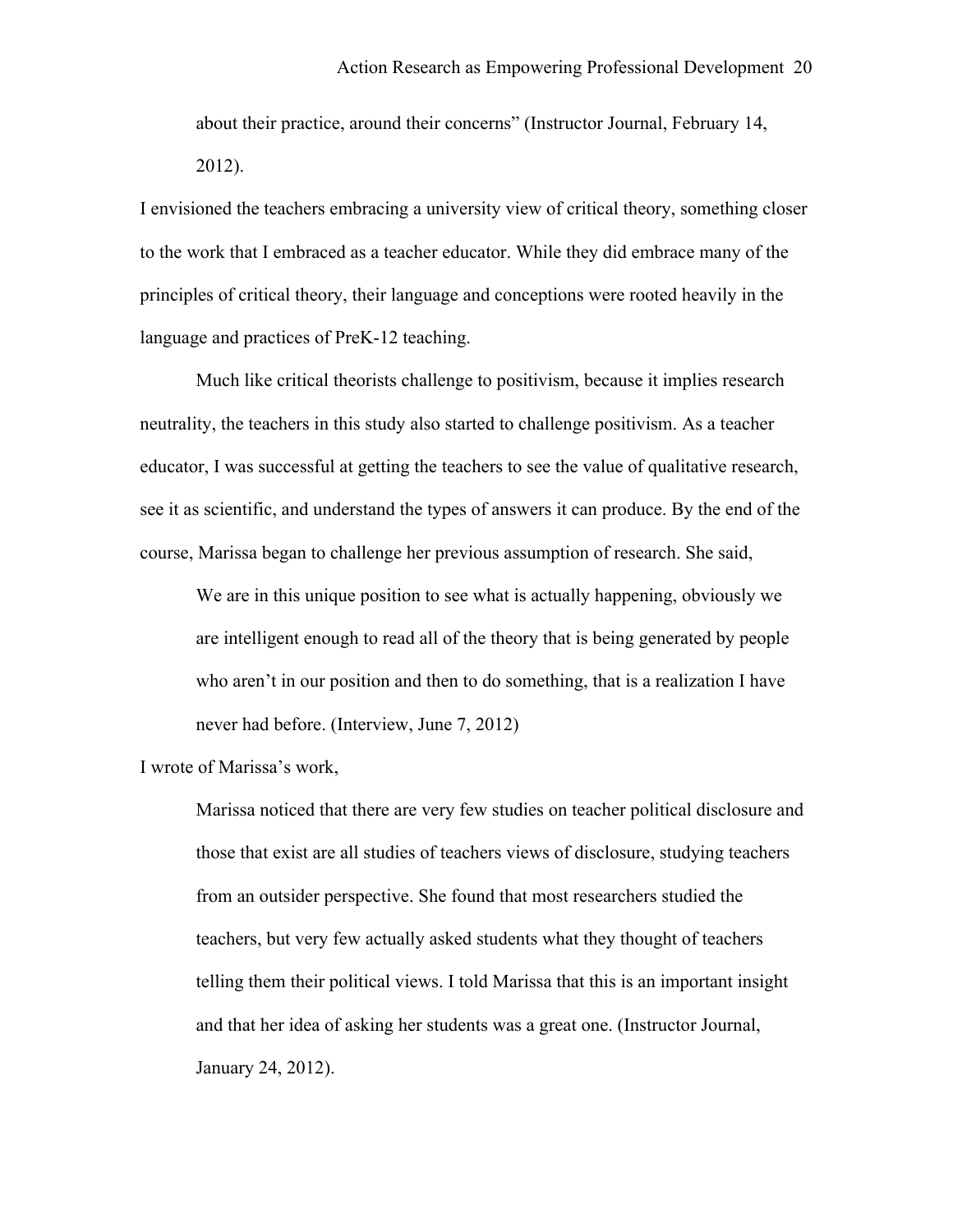> about their practice, around their concerns" (Instructor Journal, February 14, 2012).

I envisioned the teachers embracing a university view of critical theory, something closer to the work that I embraced as a teacher educator. While they did embrace many of the principles of critical theory, their language and conceptions were rooted heavily in the language and practices of PreK-12 teaching.

Much like critical theorists challenge to positivism, because it implies research neutrality, the teachers in this study also started to challenge positivism. As a teacher educator, I was successful at getting the teachers to see the value of qualitative research, see it as scientific, and understand the types of answers it can produce. By the end of the course, Marissa began to challenge her previous assumption of research. She said,

> We are in this unique position to see what is actually happening, obviously we are intelligent enough to read all of the theory that is being generated by people who aren't in our position and then to do something, that is a realization I have never had before. (Interview, June 7, 2012)

I wrote of Marissa's work,

> Marissa noticed that there are very few studies on teacher political disclosure and those that exist are all studies of teachers views of disclosure, studying teachers from an outsider perspective. She found that most researchers studied the teachers, but very few actually asked students what they thought of teachers telling them their political views. I told Marissa that this is an important insight and that her idea of asking her students was a great one. (Instructor Journal, January 24, 2012).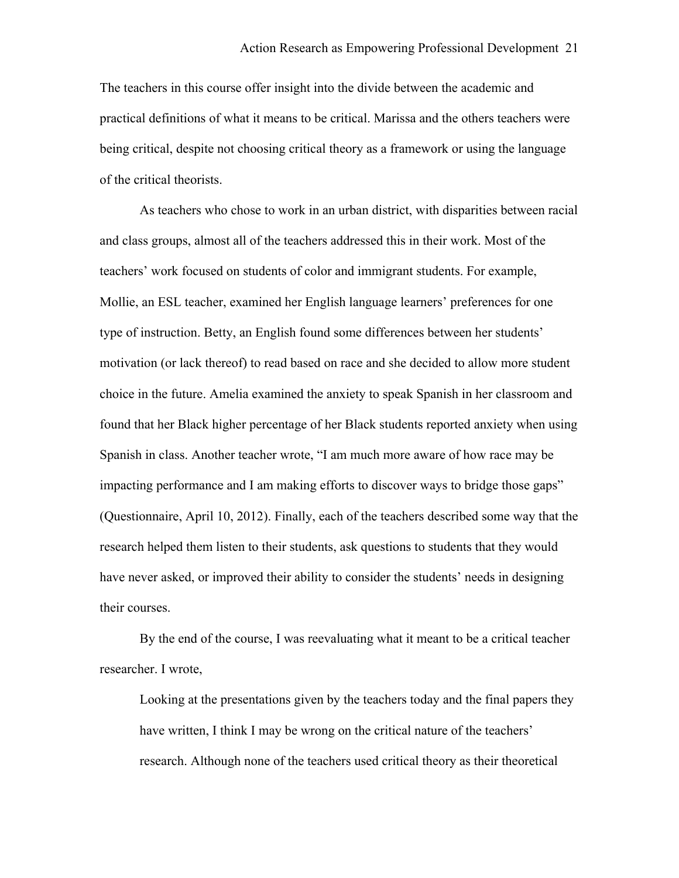The teachers in this course offer insight into the divide between the academic and practical definitions of what it means to be critical. Marissa and the others teachers were being critical, despite not choosing critical theory as a framework or using the language of the critical theorists.

As teachers who chose to work in an urban district, with disparities between racial and class groups, almost all of the teachers addressed this in their work. Most of the teachers' work focused on students of color and immigrant students. For example, Mollie, an ESL teacher, examined her English language learners' preferences for one type of instruction. Betty, an English found some differences between her students' motivation (or lack thereof) to read based on race and she decided to allow more student choice in the future. Amelia examined the anxiety to speak Spanish in her classroom and found that her Black higher percentage of her Black students reported anxiety when using Spanish in class. Another teacher wrote, "I am much more aware of how race may be impacting performance and I am making efforts to discover ways to bridge those gaps" (Questionnaire, April 10, 2012). Finally, each of the teachers described some way that the research helped them listen to their students, ask questions to students that they would have never asked, or improved their ability to consider the students' needs in designing their courses.

By the end of the course, I was reevaluating what it meant to be a critical teacher researcher. I wrote,

> Looking at the presentations given by the teachers today and the final papers they have written, I think I may be wrong on the critical nature of the teachers' research. Although none of the teachers used critical theory as their theoretical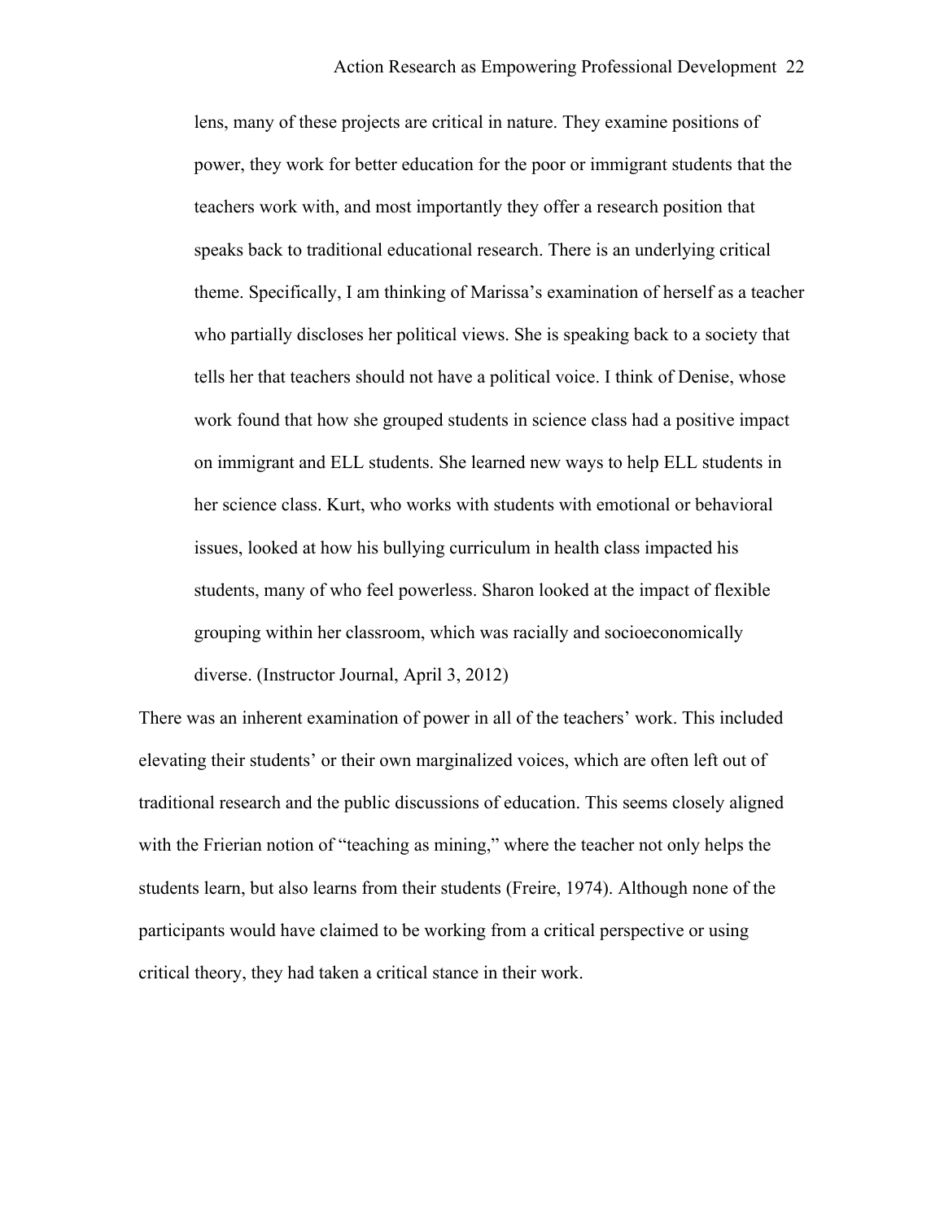> lens, many of these projects are critical in nature. They examine positions of power, they work for better education for the poor or immigrant students that the teachers work with, and most importantly they offer a research position that speaks back to traditional educational research. There is an underlying critical theme. Specifically, I am thinking of Marissa's examination of herself as a teacher who partially discloses her political views. She is speaking back to a society that tells her that teachers should not have a political voice. I think of Denise, whose work found that how she grouped students in science class had a positive impact on immigrant and ELL students. She learned new ways to help ELL students in her science class. Kurt, who works with students with emotional or behavioral issues, looked at how his bullying curriculum in health class impacted his students, many of who feel powerless. Sharon looked at the impact of flexible grouping within her classroom, which was racially and socioeconomically diverse. (Instructor Journal, April 3, 2012)

There was an inherent examination of power in all of the teachers' work. This included elevating their students' or their own marginalized voices, which are often left out of traditional research and the public discussions of education. This seems closely aligned with the Frierian notion of "teaching as mining," where the teacher not only helps the students learn, but also learns from their students (Freire, 1974). Although none of the participants would have claimed to be working from a critical perspective or using critical theory, they had taken a critical stance in their work.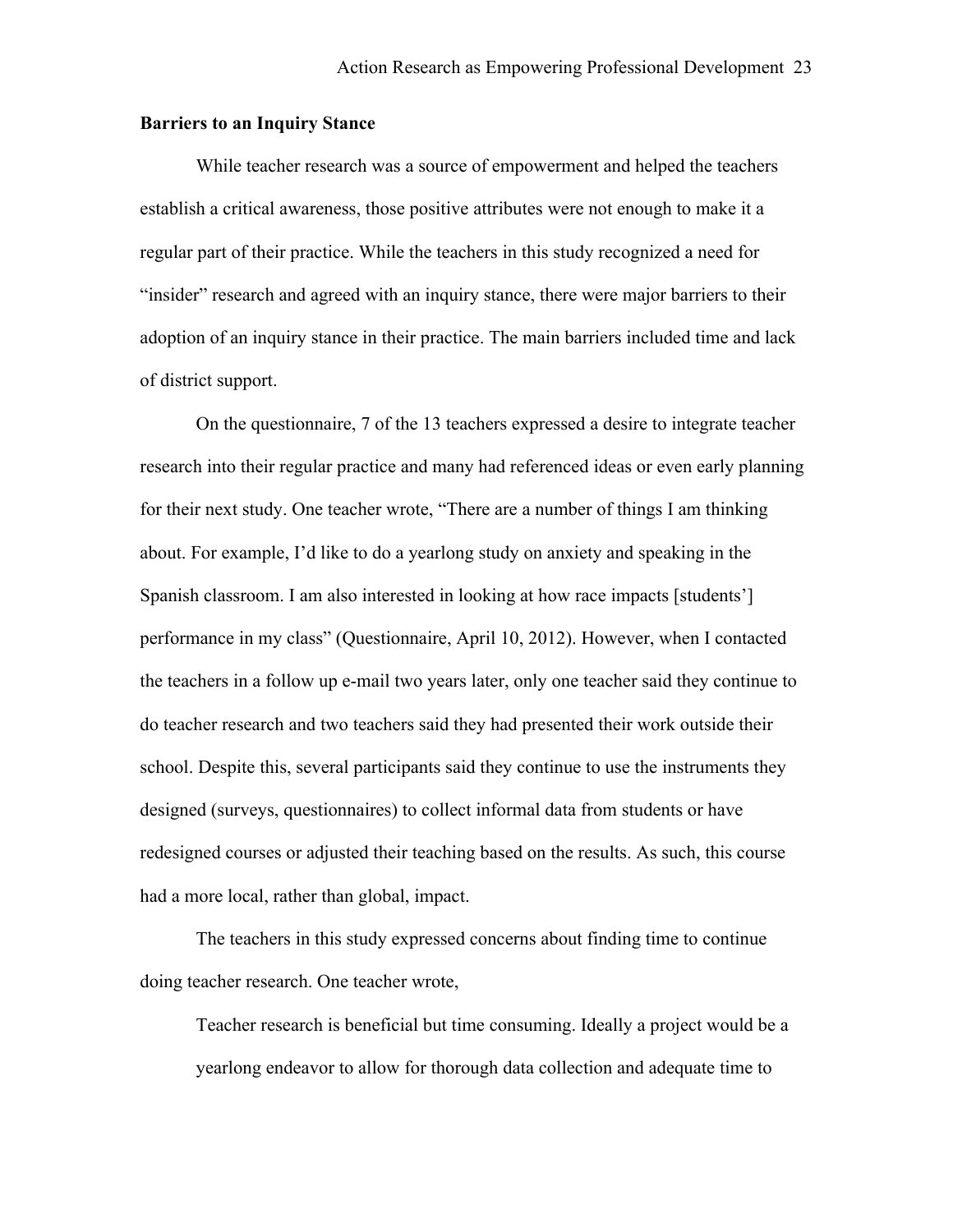### Barriers to an Inquiry Stance

While teacher research was a source of empowerment and helped the teachers establish a critical awareness, those positive attributes were not enough to make it a regular part of their practice. While the teachers in this study recognized a need for "insider" research and agreed with an inquiry stance, there were major barriers to their adoption of an inquiry stance in their practice. The main barriers included time and lack of district support.

On the questionnaire, 7 of the 13 teachers expressed a desire to integrate teacher research into their regular practice and many had referenced ideas or even early planning for their next study. One teacher wrote, "There are a number of things I am thinking about. For example, I'd like to do a yearlong study on anxiety and speaking in the Spanish classroom. I am also interested in looking at how race impacts [students'] performance in my class" (Questionnaire, April 10, 2012). However, when I contacted the teachers in a follow up e-mail two years later, only one teacher said they continue to do teacher research and two teachers said they had presented their work outside their school. Despite this, several participants said they continue to use the instruments they designed (surveys, questionnaires) to collect informal data from students or have redesigned courses or adjusted their teaching based on the results. As such, this course had a more local, rather than global, impact.

The teachers in this study expressed concerns about finding time to continue doing teacher research. One teacher wrote,

> Teacher research is beneficial but time consuming. Ideally a project would be a yearlong endeavor to allow for thorough data collection and adequate time to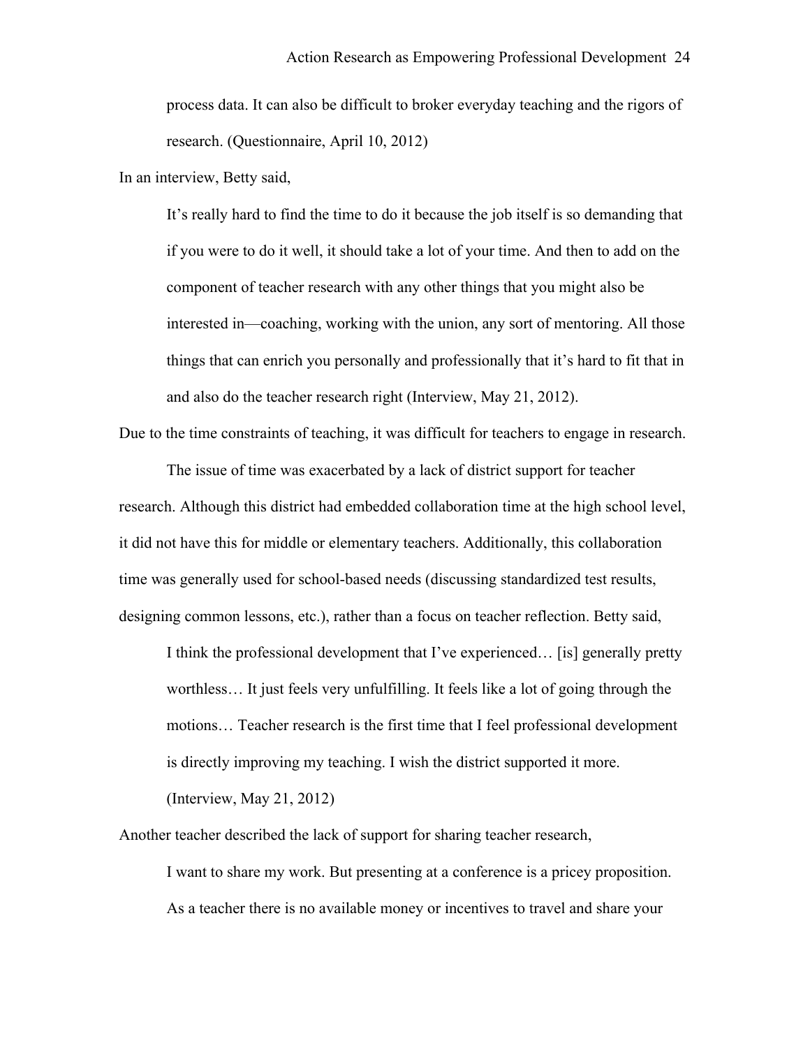> process data. It can also be difficult to broker everyday teaching and the rigors of research. (Questionnaire, April 10, 2012)

In an interview, Betty said,

> It's really hard to find the time to do it because the job itself is so demanding that if you were to do it well, it should take a lot of your time. And then to add on the component of teacher research with any other things that you might also be interested in—coaching, working with the union, any sort of mentoring. All those things that can enrich you personally and professionally that it's hard to fit that in and also do the teacher research right (Interview, May 21, 2012).

Due to the time constraints of teaching, it was difficult for teachers to engage in research.

The issue of time was exacerbated by a lack of district support for teacher research. Although this district had embedded collaboration time at the high school level, it did not have this for middle or elementary teachers. Additionally, this collaboration time was generally used for school-based needs (discussing standardized test results, designing common lessons, etc.), rather than a focus on teacher reflection. Betty said,

> I think the professional development that I've experienced… [is] generally pretty worthless… It just feels very unfulfilling. It feels like a lot of going through the motions… Teacher research is the first time that I feel professional development is directly improving my teaching. I wish the district supported it more. (Interview, May 21, 2012)

Another teacher described the lack of support for sharing teacher research,

> I want to share my work. But presenting at a conference is a pricey proposition. As a teacher there is no available money or incentives to travel and share your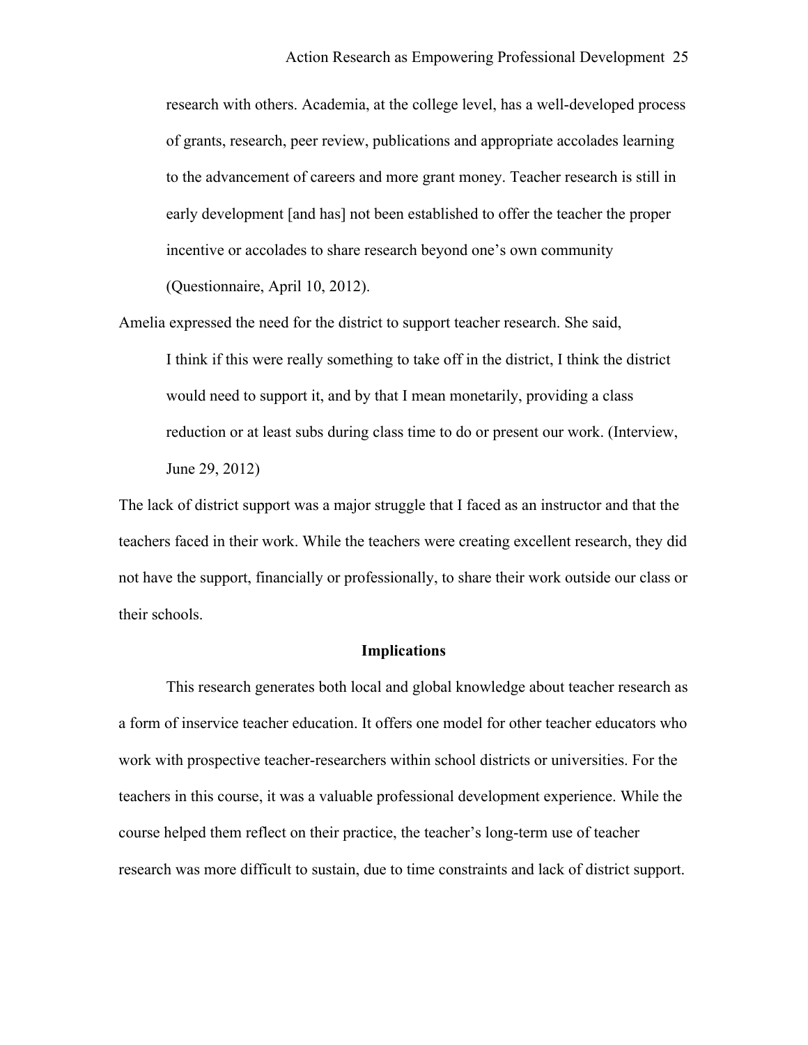> research with others. Academia, at the college level, has a well-developed process of grants, research, peer review, publications and appropriate accolades learning to the advancement of careers and more grant money. Teacher research is still in early development [and has] not been established to offer the teacher the proper incentive or accolades to share research beyond one's own community (Questionnaire, April 10, 2012).

Amelia expressed the need for the district to support teacher research. She said,

> I think if this were really something to take off in the district, I think the district would need to support it, and by that I mean monetarily, providing a class reduction or at least subs during class time to do or present our work. (Interview, June 29, 2012)

The lack of district support was a major struggle that I faced as an instructor and that the teachers faced in their work. While the teachers were creating excellent research, they did not have the support, financially or professionally, to share their work outside our class or their schools.

## Implications

This research generates both local and global knowledge about teacher research as a form of inservice teacher education. It offers one model for other teacher educators who work with prospective teacher-researchers within school districts or universities. For the teachers in this course, it was a valuable professional development experience. While the course helped them reflect on their practice, the teacher's long-term use of teacher research was more difficult to sustain, due to time constraints and lack of district support.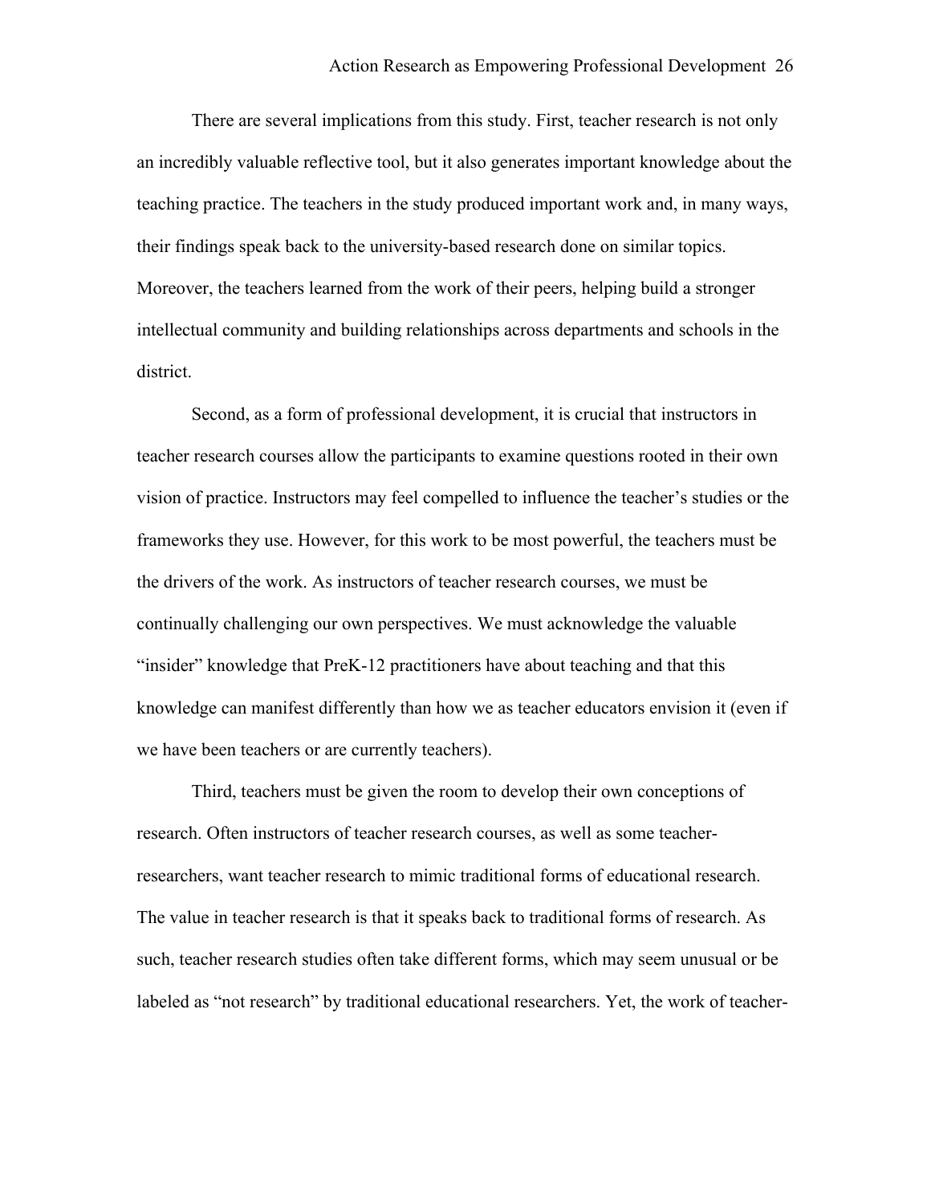There are several implications from this study. First, teacher research is not only an incredibly valuable reflective tool, but it also generates important knowledge about the teaching practice. The teachers in the study produced important work and, in many ways, their findings speak back to the university-based research done on similar topics. Moreover, the teachers learned from the work of their peers, helping build a stronger intellectual community and building relationships across departments and schools in the district.

Second, as a form of professional development, it is crucial that instructors in teacher research courses allow the participants to examine questions rooted in their own vision of practice. Instructors may feel compelled to influence the teacher's studies or the frameworks they use. However, for this work to be most powerful, the teachers must be the drivers of the work. As instructors of teacher research courses, we must be continually challenging our own perspectives. We must acknowledge the valuable "insider" knowledge that PreK-12 practitioners have about teaching and that this knowledge can manifest differently than how we as teacher educators envision it (even if we have been teachers or are currently teachers).

Third, teachers must be given the room to develop their own conceptions of research. Often instructors of teacher research courses, as well as some teacher-researchers, want teacher research to mimic traditional forms of educational research. The value in teacher research is that it speaks back to traditional forms of research. As such, teacher research studies often take different forms, which may seem unusual or be labeled as "not research" by traditional educational researchers. Yet, the work of teacher-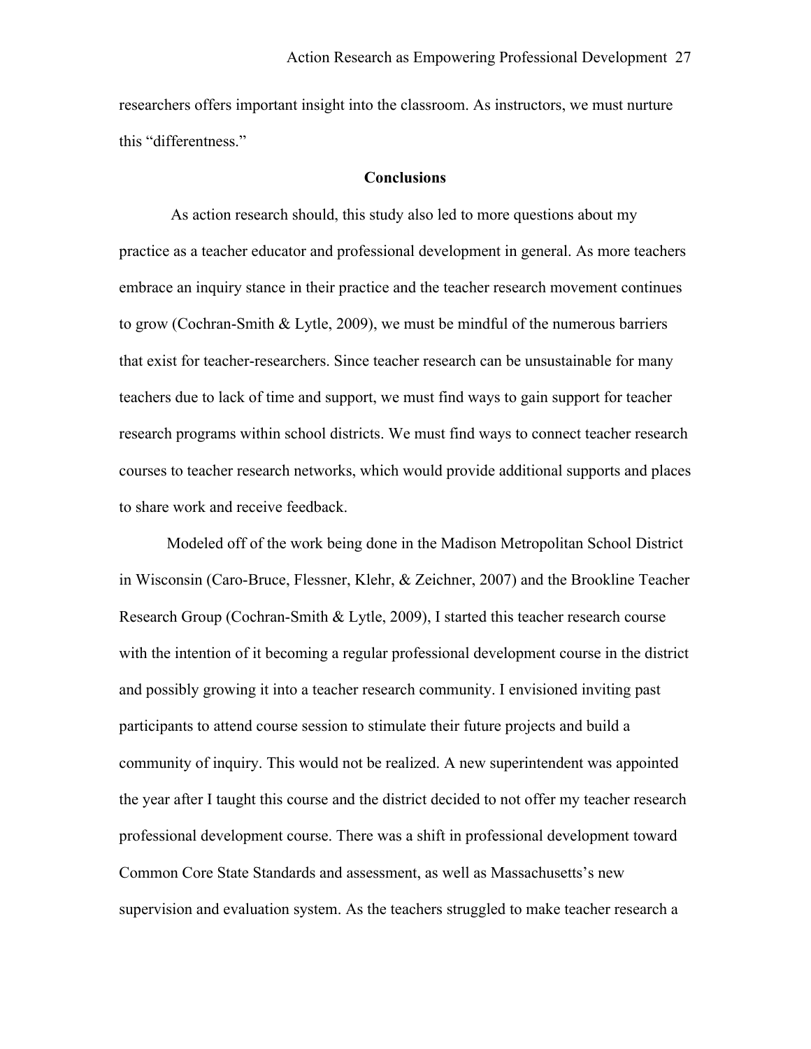researchers offers important insight into the classroom. As instructors, we must nurture this "differentness."

## Conclusions

As action research should, this study also led to more questions about my practice as a teacher educator and professional development in general. As more teachers embrace an inquiry stance in their practice and the teacher research movement continues to grow (Cochran-Smith & Lytle, 2009), we must be mindful of the numerous barriers that exist for teacher-researchers. Since teacher research can be unsustainable for many teachers due to lack of time and support, we must find ways to gain support for teacher research programs within school districts. We must find ways to connect teacher research courses to teacher research networks, which would provide additional supports and places to share work and receive feedback.

Modeled off of the work being done in the Madison Metropolitan School District in Wisconsin (Caro-Bruce, Flessner, Klehr, & Zeichner, 2007) and the Brookline Teacher Research Group (Cochran-Smith & Lytle, 2009), I started this teacher research course with the intention of it becoming a regular professional development course in the district and possibly growing it into a teacher research community. I envisioned inviting past participants to attend course session to stimulate their future projects and build a community of inquiry. This would not be realized. A new superintendent was appointed the year after I taught this course and the district decided to not offer my teacher research professional development course. There was a shift in professional development toward Common Core State Standards and assessment, as well as Massachusetts's new supervision and evaluation system. As the teachers struggled to make teacher research a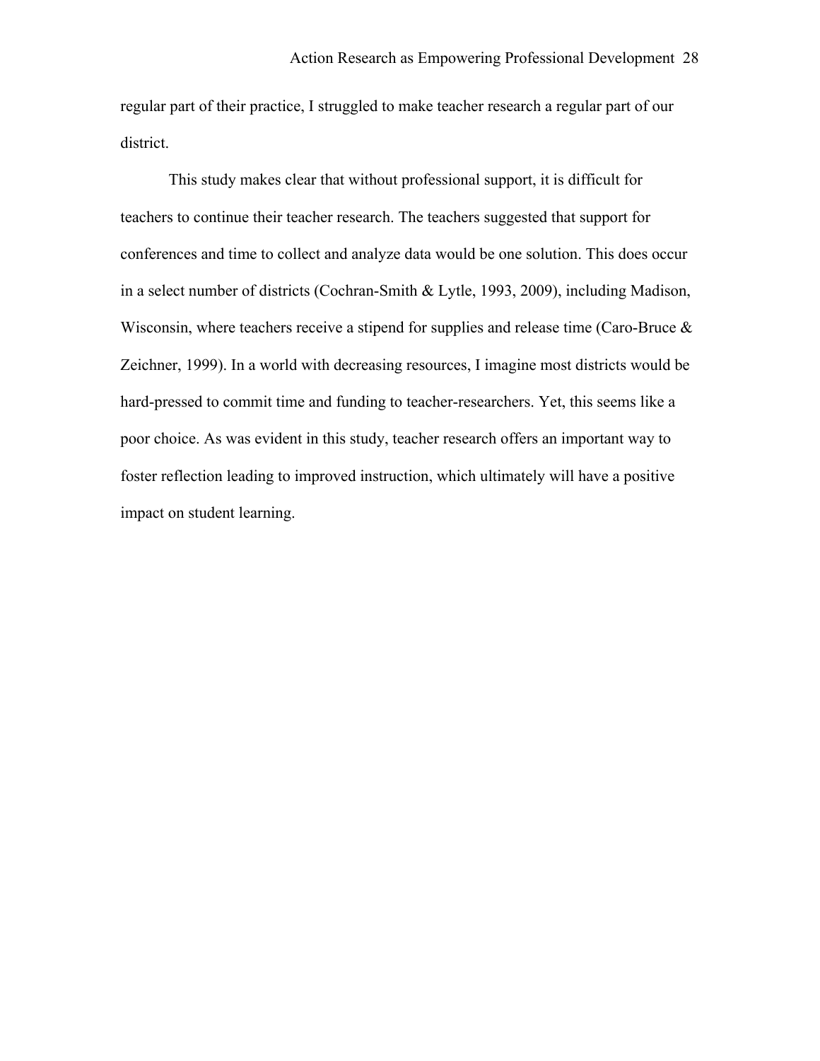regular part of their practice, I struggled to make teacher research a regular part of our district.

This study makes clear that without professional support, it is difficult for teachers to continue their teacher research. The teachers suggested that support for conferences and time to collect and analyze data would be one solution. This does occur in a select number of districts (Cochran-Smith & Lytle, 1993, 2009), including Madison, Wisconsin, where teachers receive a stipend for supplies and release time (Caro-Bruce & Zeichner, 1999). In a world with decreasing resources, I imagine most districts would be hard-pressed to commit time and funding to teacher-researchers. Yet, this seems like a poor choice. As was evident in this study, teacher research offers an important way to foster reflection leading to improved instruction, which ultimately will have a positive impact on student learning.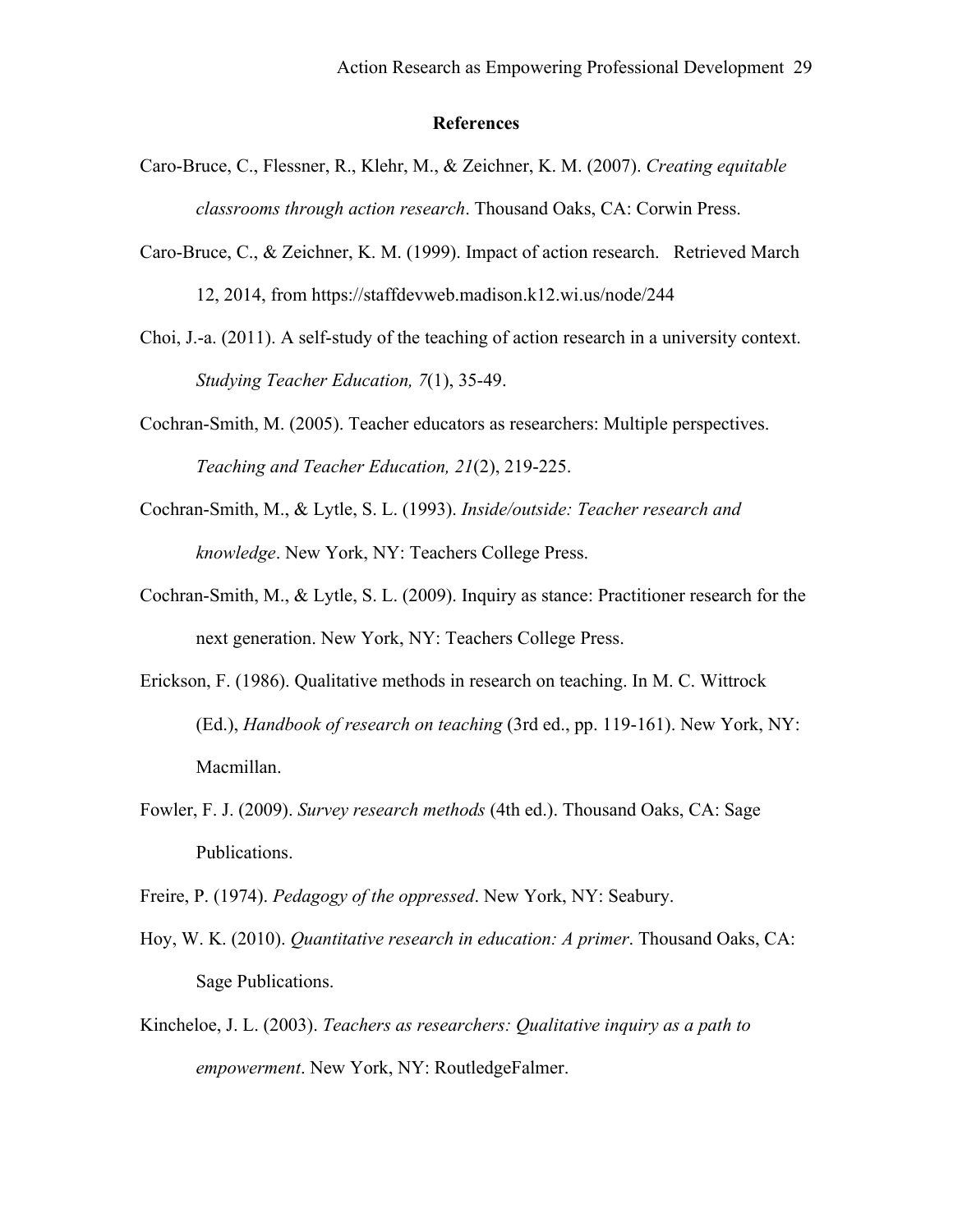## References

Caro-Bruce, C., Flessner, R., Klehr, M., & Zeichner, K. M. (2007). *Creating equitable classrooms through action research*. Thousand Oaks, CA: Corwin Press.

Caro-Bruce, C., & Zeichner, K. M. (1999). Impact of action research. Retrieved March 12, 2014, from https://staffdevweb.madison.k12.wi.us/node/244

Choi, J.-a. (2011). A self-study of the teaching of action research in a university context. *Studying Teacher Education, 7*(1), 35-49.

Cochran-Smith, M. (2005). Teacher educators as researchers: Multiple perspectives. *Teaching and Teacher Education, 21*(2), 219-225.

Cochran-Smith, M., & Lytle, S. L. (1993). *Inside/outside: Teacher research and knowledge*. New York, NY: Teachers College Press.

Cochran-Smith, M., & Lytle, S. L. (2009). Inquiry as stance: Practitioner research for the next generation. New York, NY: Teachers College Press.

Erickson, F. (1986). Qualitative methods in research on teaching. In M. C. Wittrock (Ed.), *Handbook of research on teaching* (3rd ed., pp. 119-161). New York, NY: Macmillan.

Fowler, F. J. (2009). *Survey research methods* (4th ed.). Thousand Oaks, CA: Sage Publications.

Freire, P. (1974). *Pedagogy of the oppressed*. New York, NY: Seabury.

Hoy, W. K. (2010). *Quantitative research in education: A primer*. Thousand Oaks, CA: Sage Publications.

Kincheloe, J. L. (2003). *Teachers as researchers: Qualitative inquiry as a path to empowerment*. New York, NY: RoutledgeFalmer.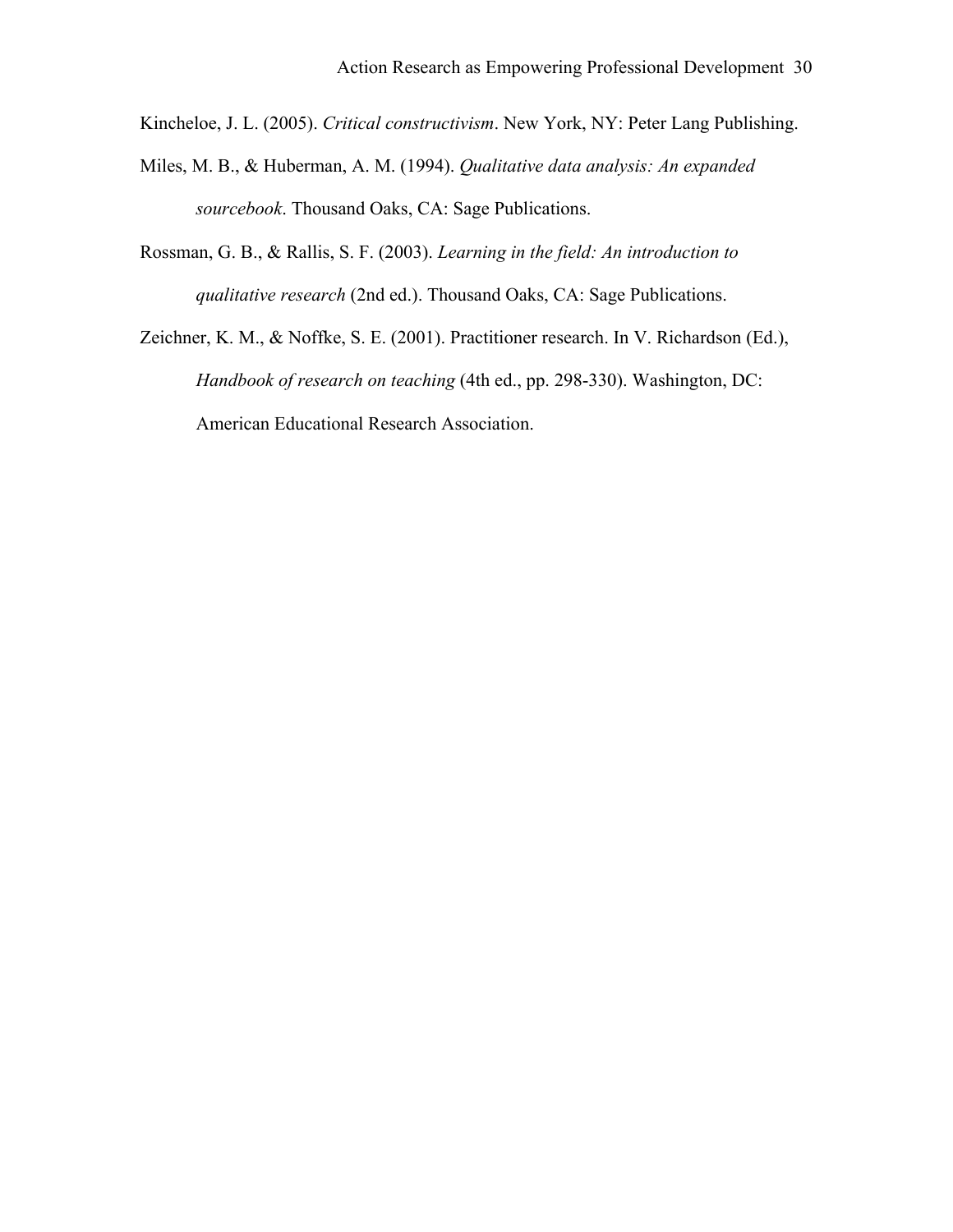Kincheloe, J. L. (2005). *Critical constructivism*. New York, NY: Peter Lang Publishing.

Miles, M. B., & Huberman, A. M. (1994). *Qualitative data analysis: An expanded sourcebook*. Thousand Oaks, CA: Sage Publications.

Rossman, G. B., & Rallis, S. F. (2003). *Learning in the field: An introduction to qualitative research* (2nd ed.). Thousand Oaks, CA: Sage Publications.

Zeichner, K. M., & Noffke, S. E. (2001). Practitioner research. In V. Richardson (Ed.), *Handbook of research on teaching* (4th ed., pp. 298-330). Washington, DC: American Educational Research Association.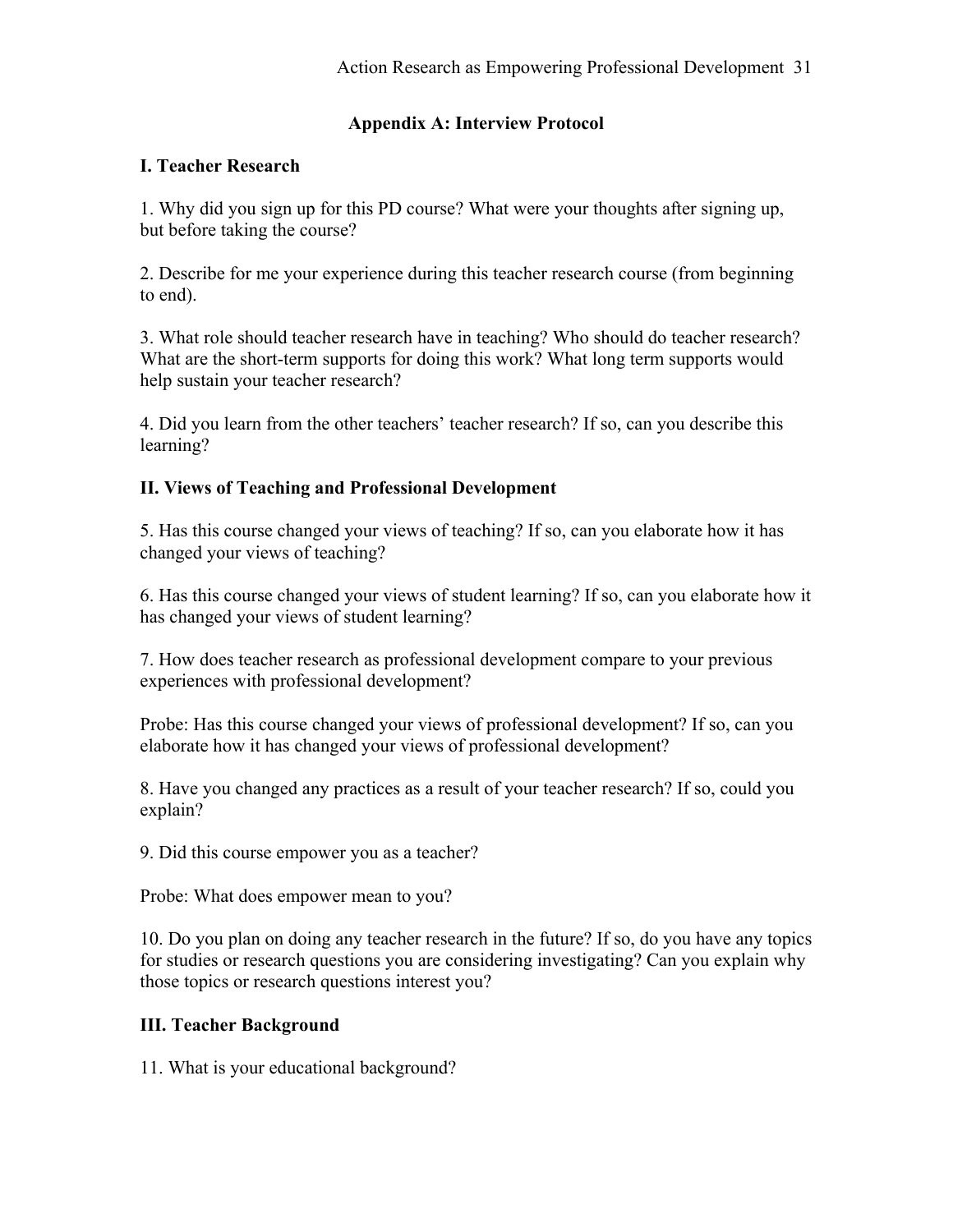## Appendix A: Interview Protocol

### I. Teacher Research

1. Why did you sign up for this PD course? What were your thoughts after signing up, but before taking the course?

2. Describe for me your experience during this teacher research course (from beginning to end).

3. What role should teacher research have in teaching? Who should do teacher research? What are the short-term supports for doing this work? What long term supports would help sustain your teacher research?

4. Did you learn from the other teachers' teacher research? If so, can you describe this learning?

### II. Views of Teaching and Professional Development

5. Has this course changed your views of teaching? If so, can you elaborate how it has changed your views of teaching?

6. Has this course changed your views of student learning? If so, can you elaborate how it has changed your views of student learning?

7. How does teacher research as professional development compare to your previous experiences with professional development?

Probe: Has this course changed your views of professional development? If so, can you elaborate how it has changed your views of professional development?

8. Have you changed any practices as a result of your teacher research? If so, could you explain?

9. Did this course empower you as a teacher?

Probe: What does empower mean to you?

10. Do you plan on doing any teacher research in the future? If so, do you have any topics for studies or research questions you are considering investigating? Can you explain why those topics or research questions interest you?

### III. Teacher Background

11. What is your educational background?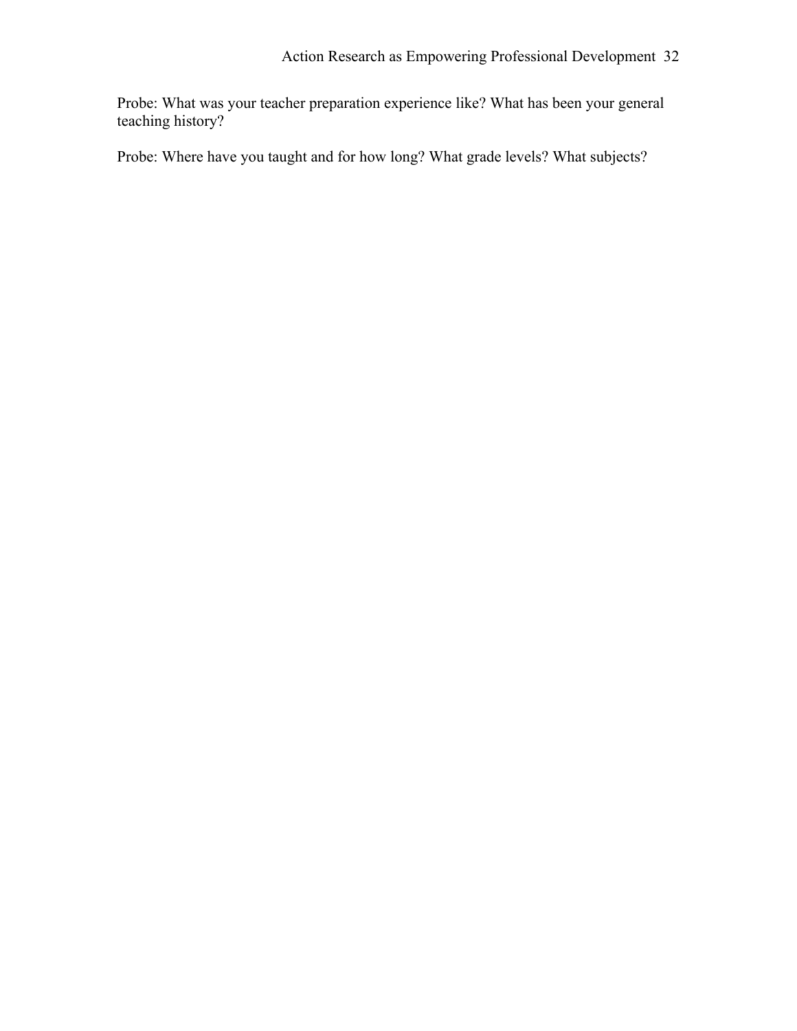Probe: What was your teacher preparation experience like? What has been your general teaching history?

Probe: Where have you taught and for how long? What grade levels? What subjects?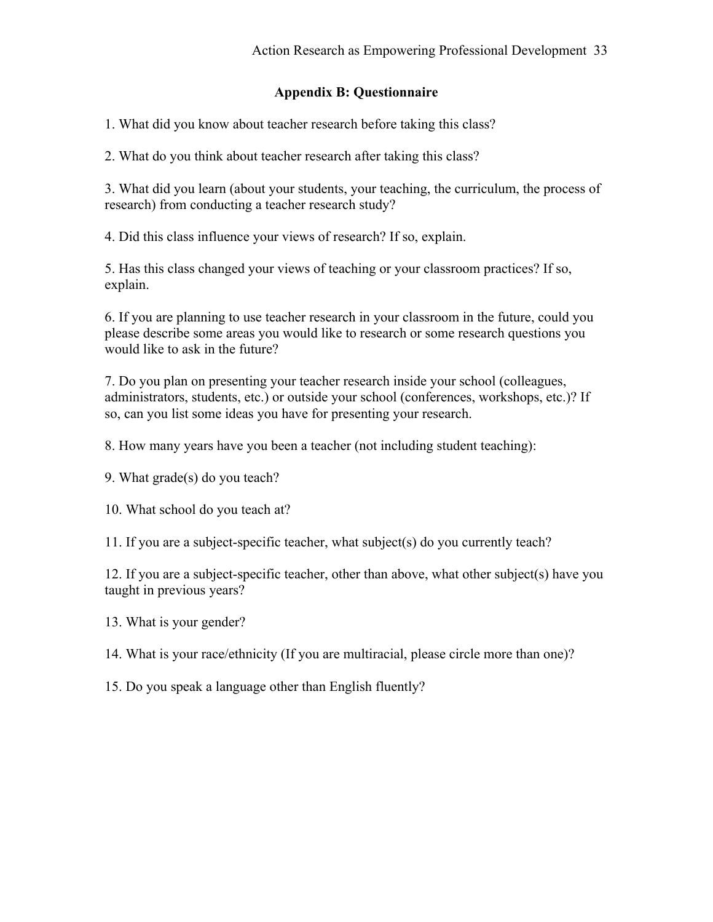## Appendix B: Questionnaire

1. What did you know about teacher research before taking this class?

2. What do you think about teacher research after taking this class?

3. What did you learn (about your students, your teaching, the curriculum, the process of research) from conducting a teacher research study?

4. Did this class influence your views of research? If so, explain.

5. Has this class changed your views of teaching or your classroom practices? If so, explain.

6. If you are planning to use teacher research in your classroom in the future, could you please describe some areas you would like to research or some research questions you would like to ask in the future?

7. Do you plan on presenting your teacher research inside your school (colleagues, administrators, students, etc.) or outside your school (conferences, workshops, etc.)? If so, can you list some ideas you have for presenting your research.

8. How many years have you been a teacher (not including student teaching):

9. What grade(s) do you teach?

10. What school do you teach at?

11. If you are a subject-specific teacher, what subject(s) do you currently teach?

12. If you are a subject-specific teacher, other than above, what other subject(s) have you taught in previous years?

13. What is your gender?

14. What is your race/ethnicity (If you are multiracial, please circle more than one)?

15. Do you speak a language other than English fluently?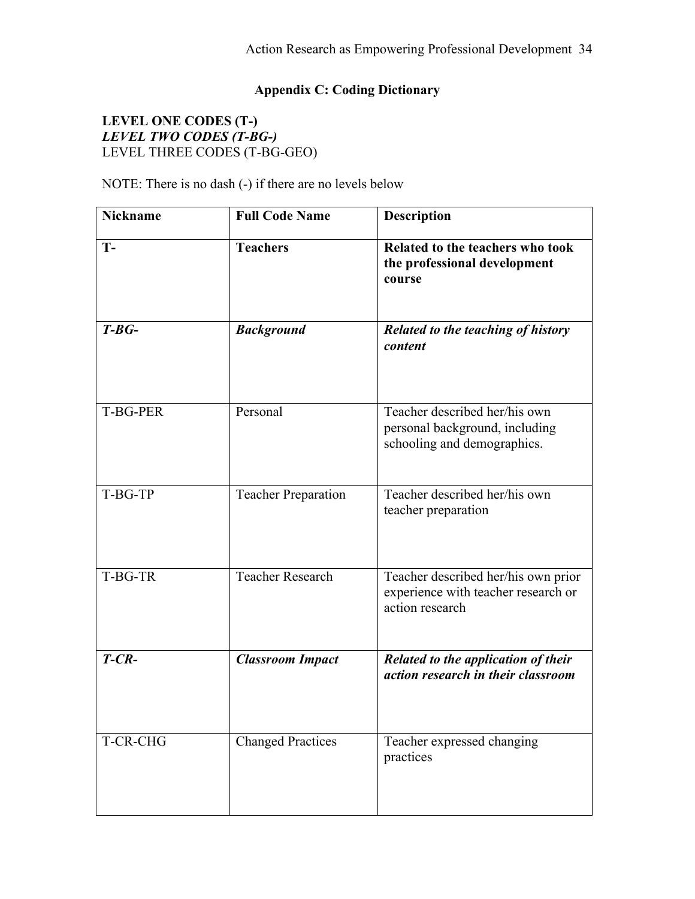## Appendix C: Coding Dictionary

**LEVEL ONE CODES (T-)**
***LEVEL TWO CODES (T-BG-)***
LEVEL THREE CODES (T-BG-GEO)

NOTE: There is no dash (-) if there are no levels below

| Nickname | Full Code Name | Description |
|---|---|---|
| **T-** | **Teachers** | **Related to the teachers who took the professional development course** |
| ***T-BG-*** | ***Background*** | ***Related to the teaching of history content*** |
| T-BG-PER | Personal | Teacher described her/his own personal background, including schooling and demographics. |
| T-BG-TP | Teacher Preparation | Teacher described her/his own teacher preparation |
| T-BG-TR | Teacher Research | Teacher described her/his own prior experience with teacher research or action research |
| ***T-CR-*** | ***Classroom Impact*** | ***Related to the application of their action research in their classroom*** |
| T-CR-CHG | Changed Practices | Teacher expressed changing practices |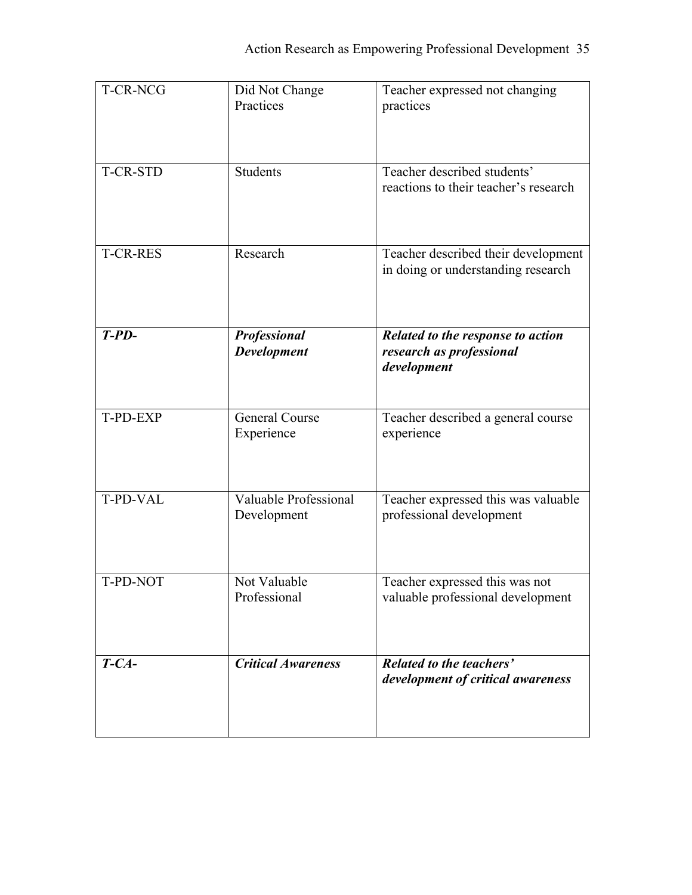| T-CR-NCG | Did Not Change Practices | Teacher expressed not changing practices |
|---|---|---|
| T-CR-STD | Students | Teacher described students' reactions to their teacher's research |
| T-CR-RES | Research | Teacher described their development in doing or understanding research |
| ***T-PD-*** | ***Professional Development*** | ***Related to the response to action research as professional development*** |
| T-PD-EXP | General Course Experience | Teacher described a general course experience |
| T-PD-VAL | Valuable Professional Development | Teacher expressed this was valuable professional development |
| T-PD-NOT | Not Valuable Professional | Teacher expressed this was not valuable professional development |
| ***T-CA-*** | ***Critical Awareness*** | ***Related to the teachers' development of critical awareness*** |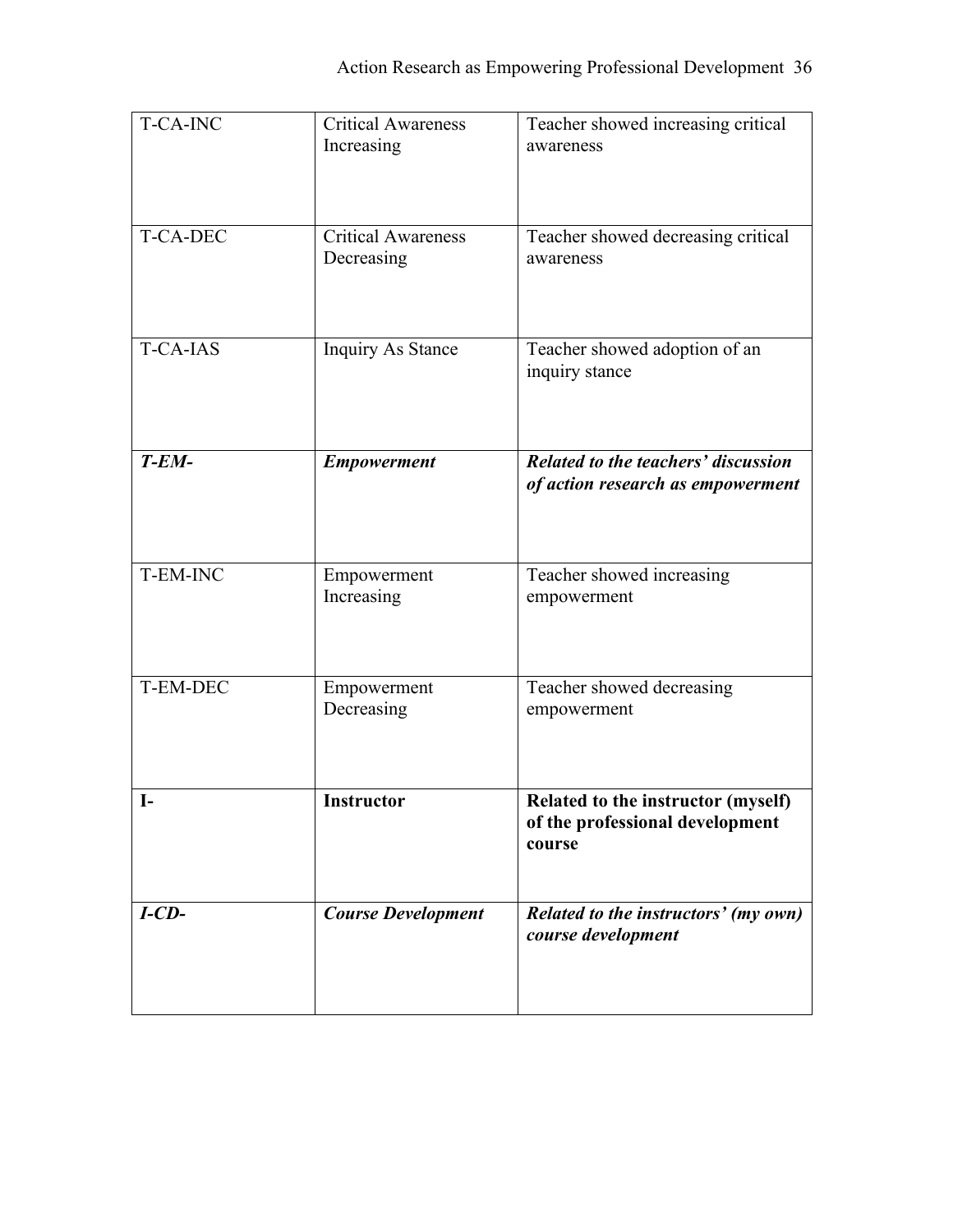| T-CA-INC | Critical Awareness Increasing | Teacher showed increasing critical awareness |
| --- | --- | --- |
| T-CA-DEC | Critical Awareness Decreasing | Teacher showed decreasing critical awareness |
| T-CA-IAS | Inquiry As Stance | Teacher showed adoption of an inquiry stance |
| ***T-EM-*** | ***Empowerment*** | ***Related to the teachers' discussion of action research as empowerment*** |
| T-EM-INC | Empowerment Increasing | Teacher showed increasing empowerment |
| T-EM-DEC | Empowerment Decreasing | Teacher showed decreasing empowerment |
| **I-** | **Instructor** | **Related to the instructor (myself) of the professional development course** |
| ***I-CD-*** | ***Course Development*** | ***Related to the instructors' (my own) course development*** |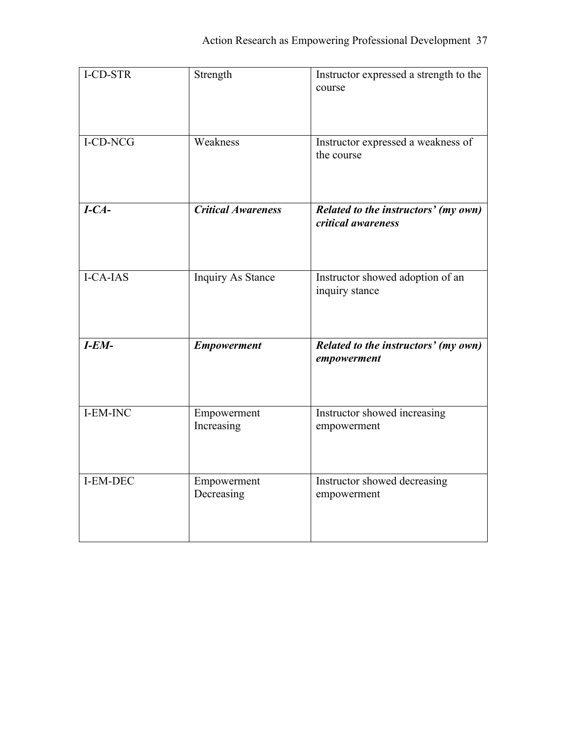| | | |
|---|---|---|
| I-CD-STR | Strength | Instructor expressed a strength to the course |
| I-CD-NCG | Weakness | Instructor expressed a weakness of the course |
| ***I-CA-*** | ***Critical Awareness*** | ***Related to the instructors' (my own) critical awareness*** |
| I-CA-IAS | Inquiry As Stance | Instructor showed adoption of an inquiry stance |
| ***I-EM-*** | ***Empowerment*** | ***Related to the instructors' (my own) empowerment*** |
| I-EM-INC | Empowerment Increasing | Instructor showed increasing empowerment |
| I-EM-DEC | Empowerment Decreasing | Instructor showed decreasing empowerment |